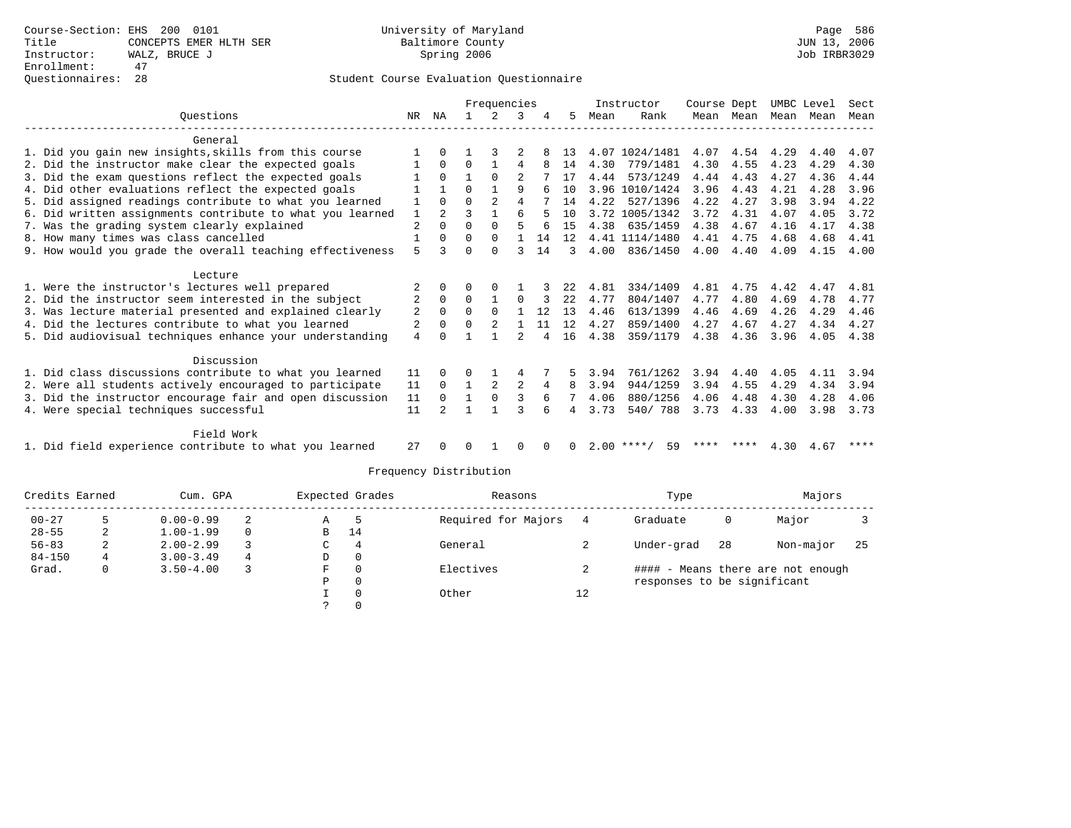Course-Section: EHS 200 0101
Title: CONCEPTS EMER HLTH SER
Instructor: WALZ, BRUCE J
Enrollment: 47
Questionnaires: 28

University of Maryland
Baltimore County
Spring 2006

JUN 13, 2006
Job IRBR3029

## Student Course Evaluation Questionnaire

| Questions | NR | NA | 1 | 2 | 3 | 4 | 5 | Instructor Mean | Instructor Rank | Course Mean | Dept Mean | UMBC Mean | Level Mean | Sect Mean |
|---|---|---|---|---|---|---|---|---|---|---|---|---|---|---|
| **General** | | | | | | | | | | | | | | |
| 1. Did you gain new insights,skills from this course | 1 | 0 | 1 | 3 | 2 | 8 | 13 | 4.07 | 1024/1481 | 4.07 | 4.54 | 4.29 | 4.40 | 4.07 |
| 2. Did the instructor make clear the expected goals | 1 | 0 | 0 | 1 | 4 | 8 | 14 | 4.30 | 779/1481 | 4.30 | 4.55 | 4.23 | 4.29 | 4.30 |
| 3. Did the exam questions reflect the expected goals | 1 | 0 | 1 | 0 | 2 | 7 | 17 | 4.44 | 573/1249 | 4.44 | 4.43 | 4.27 | 4.36 | 4.44 |
| 4. Did other evaluations reflect the expected goals | 1 | 1 | 0 | 1 | 9 | 6 | 10 | 3.96 | 1010/1424 | 3.96 | 4.43 | 4.21 | 4.28 | 3.96 |
| 5. Did assigned readings contribute to what you learned | 1 | 0 | 0 | 2 | 4 | 7 | 14 | 4.22 | 527/1396 | 4.22 | 4.27 | 3.98 | 3.94 | 4.22 |
| 6. Did written assignments contribute to what you learned | 1 | 2 | 3 | 1 | 6 | 5 | 10 | 3.72 | 1005/1342 | 3.72 | 4.31 | 4.07 | 4.05 | 3.72 |
| 7. Was the grading system clearly explained | 2 | 0 | 0 | 0 | 5 | 6 | 15 | 4.38 | 635/1459 | 4.38 | 4.67 | 4.16 | 4.17 | 4.38 |
| 8. How many times was class cancelled | 1 | 0 | 0 | 0 | 1 | 14 | 12 | 4.41 | 1114/1480 | 4.41 | 4.75 | 4.68 | 4.68 | 4.41 |
| 9. How would you grade the overall teaching effectiveness | 5 | 3 | 0 | 0 | 3 | 14 | 3 | 4.00 | 836/1450 | 4.00 | 4.40 | 4.09 | 4.15 | 4.00 |
| **Lecture** | | | | | | | | | | | | | | |
| 1. Were the instructor's lectures well prepared | 2 | 0 | 0 | 0 | 1 | 3 | 22 | 4.81 | 334/1409 | 4.81 | 4.75 | 4.42 | 4.47 | 4.81 |
| 2. Did the instructor seem interested in the subject | 2 | 0 | 0 | 1 | 0 | 3 | 22 | 4.77 | 804/1407 | 4.77 | 4.80 | 4.69 | 4.78 | 4.77 |
| 3. Was lecture material presented and explained clearly | 2 | 0 | 0 | 0 | 1 | 12 | 13 | 4.46 | 613/1399 | 4.46 | 4.69 | 4.26 | 4.29 | 4.46 |
| 4. Did the lectures contribute to what you learned | 2 | 0 | 0 | 2 | 1 | 11 | 12 | 4.27 | 859/1400 | 4.27 | 4.67 | 4.27 | 4.34 | 4.27 |
| 5. Did audiovisual techniques enhance your understanding | 4 | 0 | 1 | 1 | 2 | 4 | 16 | 4.38 | 359/1179 | 4.38 | 4.36 | 3.96 | 4.05 | 4.38 |
| **Discussion** | | | | | | | | | | | | | | |
| 1. Did class discussions contribute to what you learned | 11 | 0 | 0 | 1 | 4 | 7 | 5 | 3.94 | 761/1262 | 3.94 | 4.40 | 4.05 | 4.11 | 3.94 |
| 2. Were all students actively encouraged to participate | 11 | 0 | 1 | 2 | 2 | 4 | 8 | 3.94 | 944/1259 | 3.94 | 4.55 | 4.29 | 4.34 | 3.94 |
| 3. Did the instructor encourage fair and open discussion | 11 | 0 | 1 | 0 | 3 | 6 | 7 | 4.06 | 880/1256 | 4.06 | 4.48 | 4.30 | 4.28 | 4.06 |
| 4. Were special techniques successful | 11 | 2 | 1 | 1 | 3 | 6 | 4 | 3.73 | 540/ 788 | 3.73 | 4.33 | 4.00 | 3.98 | 3.73 |
| **Field Work** | | | | | | | | | | | | | | |
| 1. Did field experience contribute to what you learned | 27 | 0 | 0 | 1 | 0 | 0 | 0 | 2.00 | ****/ 59 | **** | **** | 4.30 | 4.67 | **** |

## Frequency Distribution

| Credits Earned | | Cum. GPA | | Expected Grades | | Reasons | | Type | | Majors | |
|---|---|---|---|---|---|---|---|---|---|---|---|
| 00-27 | 5 | 0.00-0.99 | 2 | A | 5 | Required for Majors | 4 | Graduate | 0 | Major | 3 |
| 28-55 | 2 | 1.00-1.99 | 0 | B | 14 | | | | | | |
| 56-83 | 2 | 2.00-2.99 | 3 | C | 4 | General | 2 | Under-grad | 28 | Non-major | 25 |
| 84-150 | 4 | 3.00-3.49 | 4 | D | 0 | | | | | | |
| Grad. | 0 | 3.50-4.00 | 3 | F | 0 | Electives | 2 | | | | |
| | | | | P | 0 | | | | | | |
| | | | | I | 0 | Other | 12 | | | | |
| | | | | ? | 0 | | | | | | |

#### - Means there are not enough responses to be significant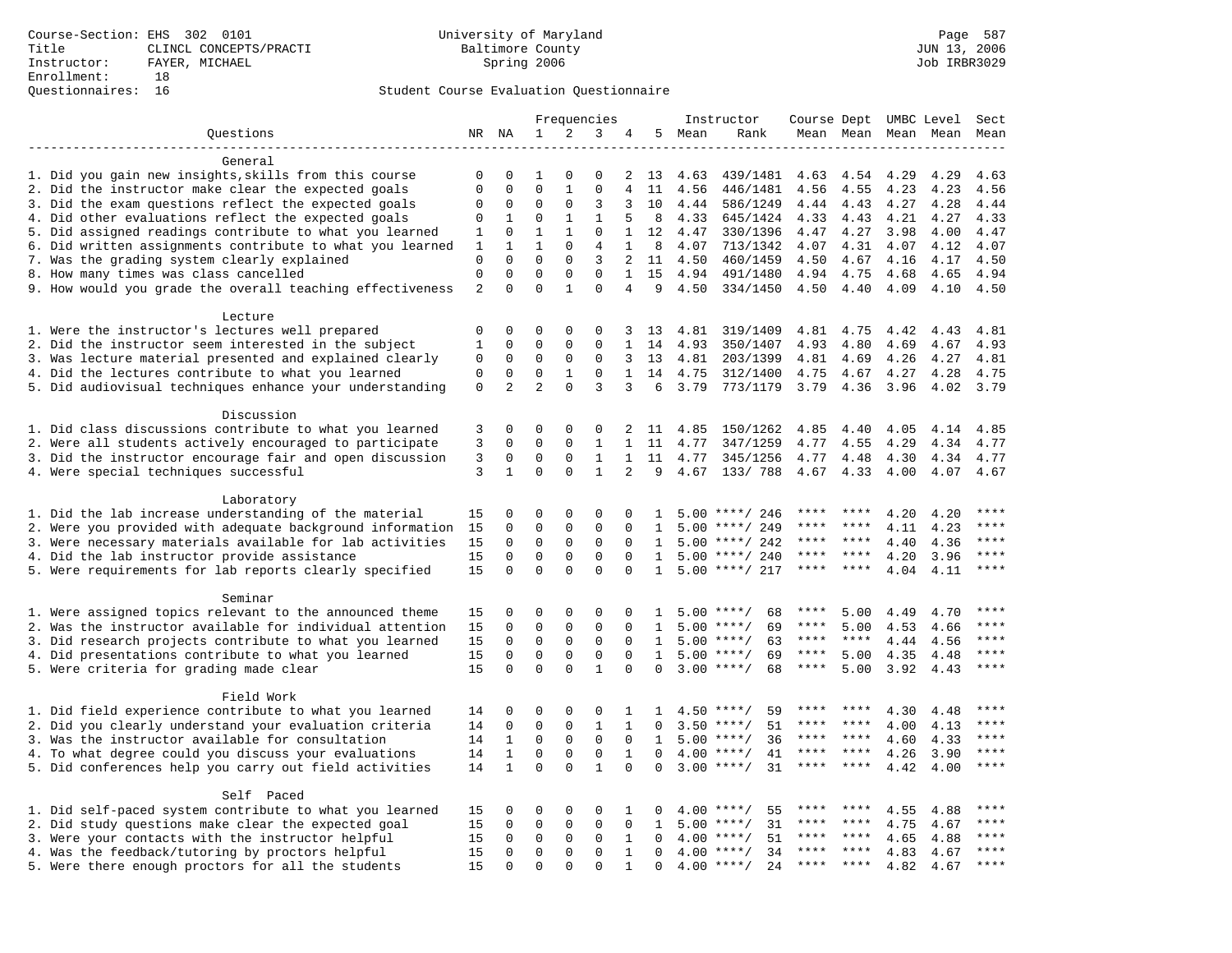Course-Section: EHS 302 0101
Title: CLINCL CONCEPTS/PRACTI
Instructor: FAYER, MICHAEL
Enrollment: 18
Questionnaires: 16

University of Maryland
Baltimore County
Spring 2006

Student Course Evaluation Questionnaire

| Questions | NR | NA | 1 | 2 | 3 | 4 | 5 | Instructor Mean | Rank | Course Mean | Dept Mean | UMBC Mean | Level Mean | Sect Mean |
|---|---|---|---|---|---|---|---|---|---|---|---|---|---|---|
| **General** | | | | | | | | | | | | | | |
| 1. Did you gain new insights,skills from this course | 0 | 0 | 1 | 0 | 0 | 2 | 13 | 4.63 | 439/1481 | 4.63 | 4.54 | 4.29 | 4.29 | 4.63 |
| 2. Did the instructor make clear the expected goals | 0 | 0 | 0 | 1 | 0 | 4 | 11 | 4.56 | 446/1481 | 4.56 | 4.55 | 4.23 | 4.23 | 4.56 |
| 3. Did the exam questions reflect the expected goals | 0 | 0 | 0 | 0 | 3 | 3 | 10 | 4.44 | 586/1249 | 4.44 | 4.43 | 4.27 | 4.28 | 4.44 |
| 4. Did other evaluations reflect the expected goals | 0 | 1 | 0 | 1 | 1 | 5 | 8 | 4.33 | 645/1424 | 4.33 | 4.43 | 4.21 | 4.27 | 4.33 |
| 5. Did assigned readings contribute to what you learned | 1 | 0 | 1 | 1 | 0 | 1 | 12 | 4.47 | 330/1396 | 4.47 | 4.27 | 3.98 | 4.00 | 4.47 |
| 6. Did written assignments contribute to what you learned | 1 | 1 | 1 | 0 | 4 | 1 | 8 | 4.07 | 713/1342 | 4.07 | 4.31 | 4.07 | 4.12 | 4.07 |
| 7. Was the grading system clearly explained | 0 | 0 | 0 | 0 | 3 | 2 | 11 | 4.50 | 460/1459 | 4.50 | 4.67 | 4.16 | 4.17 | 4.50 |
| 8. How many times was class cancelled | 0 | 0 | 0 | 0 | 0 | 1 | 15 | 4.94 | 491/1480 | 4.94 | 4.75 | 4.68 | 4.65 | 4.94 |
| 9. How would you grade the overall teaching effectiveness | 2 | 0 | 0 | 1 | 0 | 4 | 9 | 4.50 | 334/1450 | 4.50 | 4.40 | 4.09 | 4.10 | 4.50 |
| **Lecture** | | | | | | | | | | | | | | |
| 1. Were the instructor's lectures well prepared | 0 | 0 | 0 | 0 | 0 | 3 | 13 | 4.81 | 319/1409 | 4.81 | 4.75 | 4.42 | 4.43 | 4.81 |
| 2. Did the instructor seem interested in the subject | 1 | 0 | 0 | 0 | 0 | 1 | 14 | 4.93 | 350/1407 | 4.93 | 4.80 | 4.69 | 4.67 | 4.93 |
| 3. Was lecture material presented and explained clearly | 0 | 0 | 0 | 0 | 0 | 3 | 13 | 4.81 | 203/1399 | 4.81 | 4.69 | 4.26 | 4.27 | 4.81 |
| 4. Did the lectures contribute to what you learned | 0 | 0 | 0 | 1 | 0 | 1 | 14 | 4.75 | 312/1400 | 4.75 | 4.67 | 4.27 | 4.28 | 4.75 |
| 5. Did audiovisual techniques enhance your understanding | 0 | 2 | 2 | 0 | 3 | 3 | 6 | 3.79 | 773/1179 | 3.79 | 4.36 | 3.96 | 4.02 | 3.79 |
| **Discussion** | | | | | | | | | | | | | | |
| 1. Did class discussions contribute to what you learned | 3 | 0 | 0 | 0 | 0 | 2 | 11 | 4.85 | 150/1262 | 4.85 | 4.40 | 4.05 | 4.14 | 4.85 |
| 2. Were all students actively encouraged to participate | 3 | 0 | 0 | 0 | 1 | 1 | 11 | 4.77 | 347/1259 | 4.77 | 4.55 | 4.29 | 4.34 | 4.77 |
| 3. Did the instructor encourage fair and open discussion | 3 | 0 | 0 | 0 | 1 | 1 | 11 | 4.77 | 345/1256 | 4.77 | 4.48 | 4.30 | 4.34 | 4.77 |
| 4. Were special techniques successful | 3 | 1 | 0 | 0 | 1 | 2 | 9 | 4.67 | 133/ 788 | 4.67 | 4.33 | 4.00 | 4.07 | 4.67 |
| **Laboratory** | | | | | | | | | | | | | | |
| 1. Did the lab increase understanding of the material | 15 | 0 | 0 | 0 | 0 | 0 | 1 | 5.00 | ****/ 246 | **** | **** | 4.20 | 4.20 | **** |
| 2. Were you provided with adequate background information | 15 | 0 | 0 | 0 | 0 | 0 | 1 | 5.00 | ****/ 249 | **** | **** | 4.11 | 4.23 | **** |
| 3. Were necessary materials available for lab activities | 15 | 0 | 0 | 0 | 0 | 0 | 1 | 5.00 | ****/ 242 | **** | **** | 4.40 | 4.36 | **** |
| 4. Did the lab instructor provide assistance | 15 | 0 | 0 | 0 | 0 | 0 | 1 | 5.00 | ****/ 240 | **** | **** | 4.20 | 3.96 | **** |
| 5. Were requirements for lab reports clearly specified | 15 | 0 | 0 | 0 | 0 | 0 | 1 | 5.00 | ****/ 217 | **** | **** | 4.04 | 4.11 | **** |
| **Seminar** | | | | | | | | | | | | | | |
| 1. Were assigned topics relevant to the announced theme | 15 | 0 | 0 | 0 | 0 | 0 | 1 | 5.00 | ****/ 68 | **** | 5.00 | 4.49 | 4.70 | **** |
| 2. Was the instructor available for individual attention | 15 | 0 | 0 | 0 | 0 | 0 | 1 | 5.00 | ****/ 69 | **** | 5.00 | 4.53 | 4.66 | **** |
| 3. Did research projects contribute to what you learned | 15 | 0 | 0 | 0 | 0 | 0 | 1 | 5.00 | ****/ 63 | **** | **** | 4.44 | 4.56 | **** |
| 4. Did presentations contribute to what you learned | 15 | 0 | 0 | 0 | 0 | 0 | 1 | 5.00 | ****/ 69 | **** | 5.00 | 4.35 | 4.48 | **** |
| 5. Were criteria for grading made clear | 15 | 0 | 0 | 0 | 1 | 0 | 0 | 3.00 | ****/ 68 | **** | 5.00 | 3.92 | 4.43 | **** |
| **Field Work** | | | | | | | | | | | | | | |
| 1. Did field experience contribute to what you learned | 14 | 0 | 0 | 0 | 0 | 1 | 1 | 4.50 | ****/ 59 | **** | **** | 4.30 | 4.48 | **** |
| 2. Did you clearly understand your evaluation criteria | 14 | 0 | 0 | 0 | 1 | 1 | 0 | 3.50 | ****/ 51 | **** | **** | 4.00 | 4.13 | **** |
| 3. Was the instructor available for consultation | 14 | 1 | 0 | 0 | 0 | 0 | 1 | 5.00 | ****/ 36 | **** | **** | 4.60 | 4.33 | **** |
| 4. To what degree could you discuss your evaluations | 14 | 1 | 0 | 0 | 0 | 1 | 0 | 4.00 | ****/ 41 | **** | **** | 4.26 | 3.90 | **** |
| 5. Did conferences help you carry out field activities | 14 | 1 | 0 | 0 | 1 | 0 | 0 | 3.00 | ****/ 31 | **** | **** | 4.42 | 4.00 | **** |
| **Self Paced** | | | | | | | | | | | | | | |
| 1. Did self-paced system contribute to what you learned | 15 | 0 | 0 | 0 | 0 | 1 | 0 | 4.00 | ****/ 55 | **** | **** | 4.55 | 4.88 | **** |
| 2. Did study questions make clear the expected goal | 15 | 0 | 0 | 0 | 0 | 0 | 1 | 5.00 | ****/ 31 | **** | **** | 4.75 | 4.67 | **** |
| 3. Were your contacts with the instructor helpful | 15 | 0 | 0 | 0 | 0 | 1 | 0 | 4.00 | ****/ 51 | **** | **** | 4.65 | 4.88 | **** |
| 4. Was the feedback/tutoring by proctors helpful | 15 | 0 | 0 | 0 | 0 | 1 | 0 | 4.00 | ****/ 34 | **** | **** | 4.83 | 4.67 | **** |
| 5. Were there enough proctors for all the students | 15 | 0 | 0 | 0 | 0 | 1 | 0 | 4.00 | ****/ 24 | **** | **** | 4.82 | 4.67 | **** |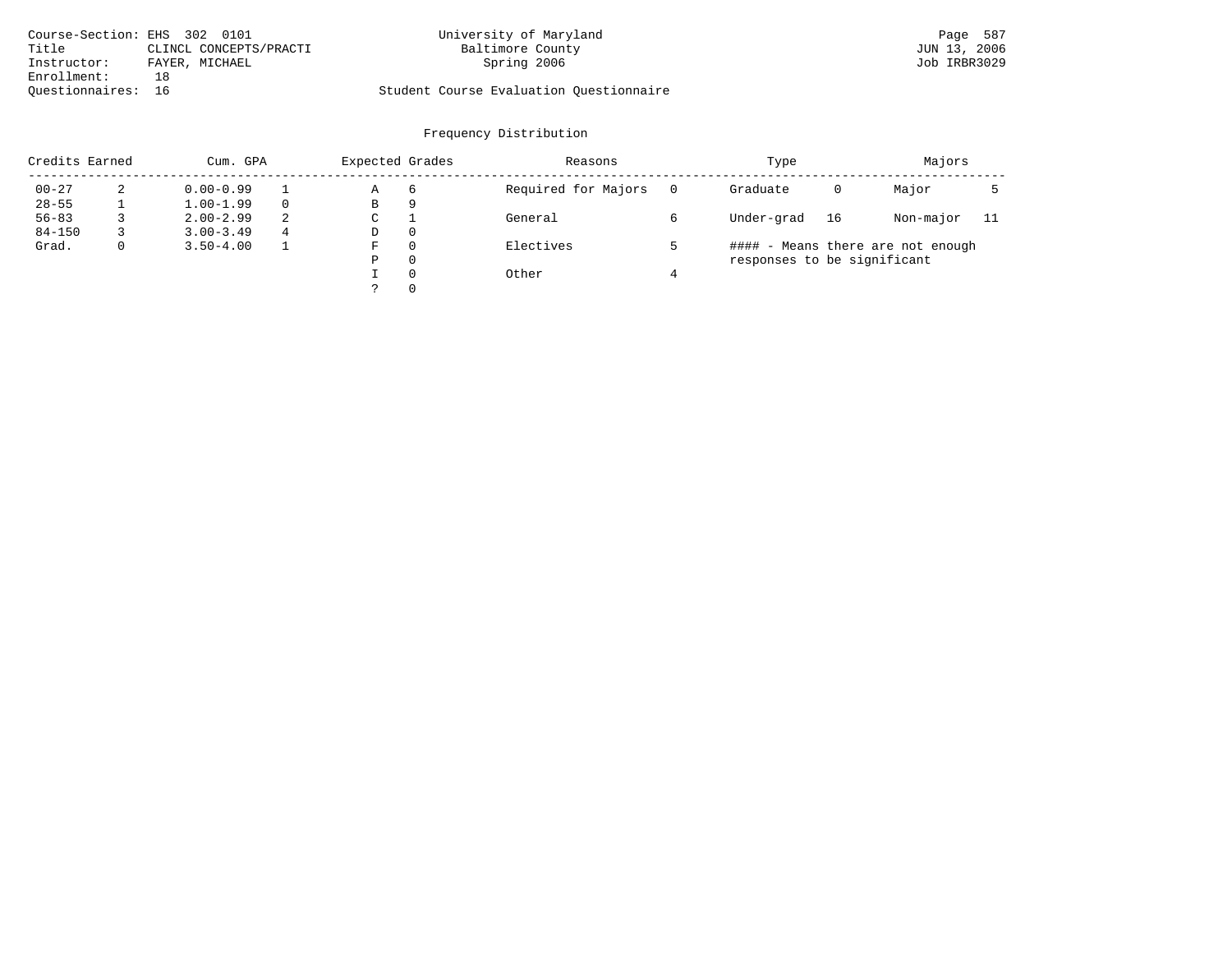Course-Section: EHS 302 0101
Title: CLINCL CONCEPTS/PRACTI
Instructor: FAYER, MICHAEL
Enrollment: 18
Questionnaires: 16

University of Maryland
Baltimore County
Spring 2006

Student Course Evaluation Questionnaire

## Frequency Distribution

| Credits Earned | | Cum. GPA | | Expected Grades | | Reasons | | Type | | Majors | |
|---|---|---|---|---|---|---|---|---|---|---|---|
| 00-27 | 2 | 0.00-0.99 | 1 | A | 6 | Required for Majors | 0 | Graduate | 0 | Major | 5 |
| 28-55 | 1 | 1.00-1.99 | 0 | B | 9 | | | | | | |
| 56-83 | 3 | 2.00-2.99 | 2 | C | 1 | General | 6 | Under-grad | 16 | Non-major | 11 |
| 84-150 | 3 | 3.00-3.49 | 4 | D | 0 | | | | | | |
| Grad. | 0 | 3.50-4.00 | 1 | F | 0 | Electives | 5 | #### - Means there are not enough responses to be significant | | | |
| | | | | P | 0 | | | | | | |
| | | | | I | 0 | Other | 4 | | | | |
| | | | | ? | 0 | | | | | | |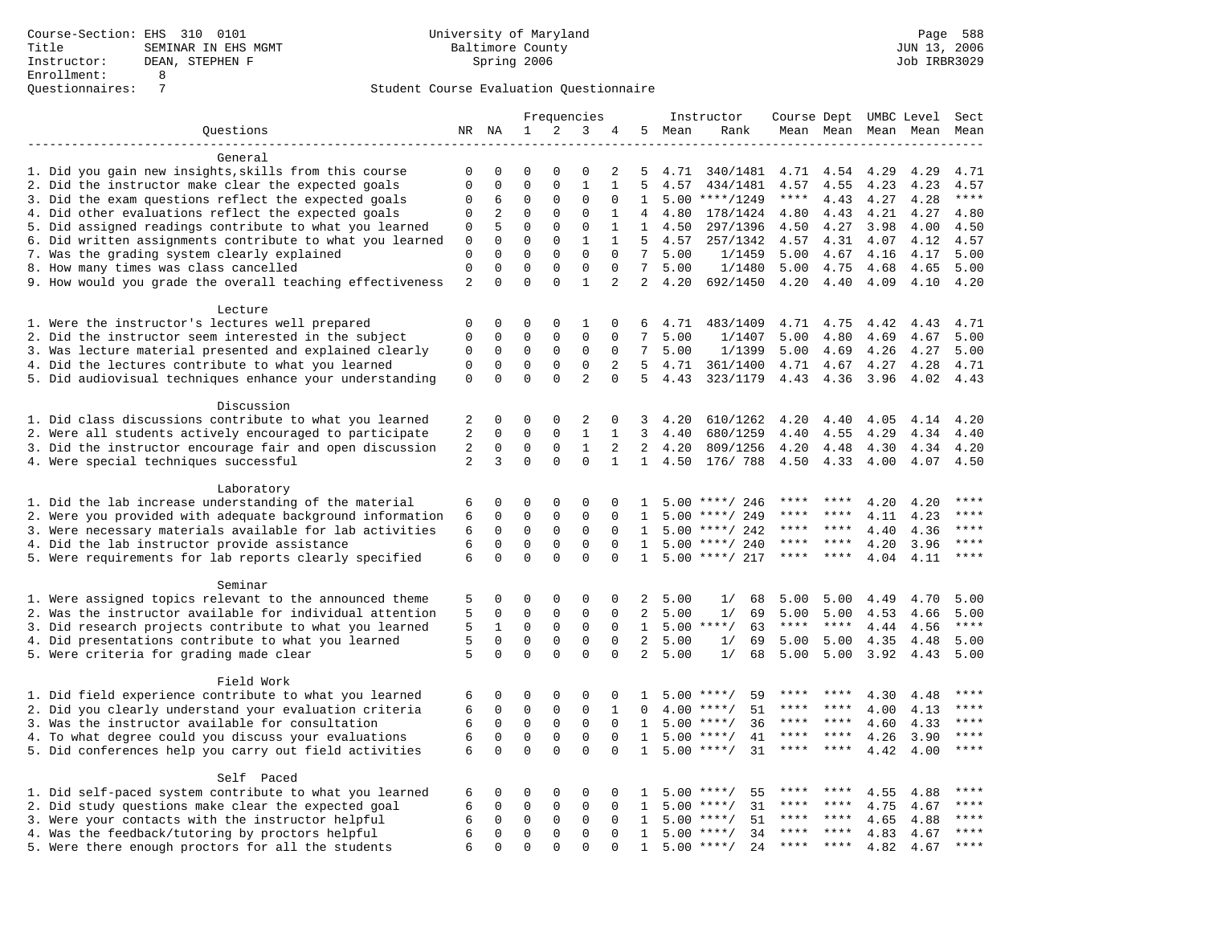Course-Section: EHS 310 0101
Title: SEMINAR IN EHS MGMT
Instructor: DEAN, STEPHEN F
Enrollment: 8
Questionnaires: 7

University of Maryland
Baltimore County
Spring 2006

Student Course Evaluation Questionnaire

| Questions | NR | NA | 1 | 2 | 3 | 4 | 5 | Instructor Mean | Rank | Course Mean | Dept Mean | UMBC Level Mean | Level Mean | Sect Mean |
|---|---|---|---|---|---|---|---|---|---|---|---|---|---|---|
| **General** | | | | | | | | | | | | | | |
| 1. Did you gain new insights,skills from this course | 0 | 0 | 0 | 0 | 0 | 2 | 5 | 4.71 | 340/1481 | 4.71 | 4.54 | 4.29 | 4.29 | 4.71 |
| 2. Did the instructor make clear the expected goals | 0 | 0 | 0 | 0 | 1 | 1 | 5 | 4.57 | 434/1481 | 4.57 | 4.55 | 4.23 | 4.23 | 4.57 |
| 3. Did the exam questions reflect the expected goals | 0 | 6 | 0 | 0 | 0 | 0 | 1 | 5.00 | ****/1249 | **** | 4.43 | 4.27 | 4.28 | **** |
| 4. Did other evaluations reflect the expected goals | 0 | 2 | 0 | 0 | 0 | 1 | 4 | 4.80 | 178/1424 | 4.80 | 4.43 | 4.21 | 4.27 | 4.80 |
| 5. Did assigned readings contribute to what you learned | 0 | 5 | 0 | 0 | 0 | 1 | 1 | 4.50 | 297/1396 | 4.50 | 4.27 | 3.98 | 4.00 | 4.50 |
| 6. Did written assignments contribute to what you learned | 0 | 0 | 0 | 0 | 1 | 1 | 5 | 4.57 | 257/1342 | 4.57 | 4.31 | 4.07 | 4.12 | 4.57 |
| 7. Was the grading system clearly explained | 0 | 0 | 0 | 0 | 0 | 0 | 7 | 5.00 | 1/1459 | 5.00 | 4.67 | 4.16 | 4.17 | 5.00 |
| 8. How many times was class cancelled | 0 | 0 | 0 | 0 | 0 | 0 | 7 | 5.00 | 1/1480 | 5.00 | 4.75 | 4.68 | 4.65 | 5.00 |
| 9. How would you grade the overall teaching effectiveness | 2 | 0 | 0 | 0 | 1 | 2 | 2 | 4.20 | 692/1450 | 4.20 | 4.40 | 4.09 | 4.10 | 4.20 |
| **Lecture** | | | | | | | | | | | | | | |
| 1. Were the instructor's lectures well prepared | 0 | 0 | 0 | 0 | 1 | 0 | 6 | 4.71 | 483/1409 | 4.71 | 4.75 | 4.42 | 4.43 | 4.71 |
| 2. Did the instructor seem interested in the subject | 0 | 0 | 0 | 0 | 0 | 0 | 7 | 5.00 | 1/1407 | 5.00 | 4.80 | 4.69 | 4.67 | 5.00 |
| 3. Was lecture material presented and explained clearly | 0 | 0 | 0 | 0 | 0 | 0 | 7 | 5.00 | 1/1399 | 5.00 | 4.69 | 4.26 | 4.27 | 5.00 |
| 4. Did the lectures contribute to what you learned | 0 | 0 | 0 | 0 | 0 | 2 | 5 | 4.71 | 361/1400 | 4.71 | 4.67 | 4.27 | 4.28 | 4.71 |
| 5. Did audiovisual techniques enhance your understanding | 0 | 0 | 0 | 0 | 2 | 0 | 5 | 4.43 | 323/1179 | 4.43 | 4.36 | 3.96 | 4.02 | 4.43 |
| **Discussion** | | | | | | | | | | | | | | |
| 1. Did class discussions contribute to what you learned | 2 | 0 | 0 | 0 | 2 | 0 | 3 | 4.20 | 610/1262 | 4.20 | 4.40 | 4.05 | 4.14 | 4.20 |
| 2. Were all students actively encouraged to participate | 2 | 0 | 0 | 0 | 1 | 1 | 3 | 4.40 | 680/1259 | 4.40 | 4.55 | 4.29 | 4.34 | 4.40 |
| 3. Did the instructor encourage fair and open discussion | 2 | 0 | 0 | 0 | 1 | 2 | 2 | 4.20 | 809/1256 | 4.20 | 4.48 | 4.30 | 4.34 | 4.20 |
| 4. Were special techniques successful | 2 | 3 | 0 | 0 | 0 | 1 | 1 | 4.50 | 176/ 788 | 4.50 | 4.33 | 4.00 | 4.07 | 4.50 |
| **Laboratory** | | | | | | | | | | | | | | |
| 1. Did the lab increase understanding of the material | 6 | 0 | 0 | 0 | 0 | 0 | 1 | 5.00 | ****/ 246 | **** | **** | 4.20 | 4.20 | **** |
| 2. Were you provided with adequate background information | 6 | 0 | 0 | 0 | 0 | 0 | 1 | 5.00 | ****/ 249 | **** | **** | 4.11 | 4.23 | **** |
| 3. Were necessary materials available for lab activities | 6 | 0 | 0 | 0 | 0 | 0 | 1 | 5.00 | ****/ 242 | **** | **** | 4.40 | 4.36 | **** |
| 4. Did the lab instructor provide assistance | 6 | 0 | 0 | 0 | 0 | 0 | 1 | 5.00 | ****/ 240 | **** | **** | 4.20 | 3.96 | **** |
| 5. Were requirements for lab reports clearly specified | 6 | 0 | 0 | 0 | 0 | 0 | 1 | 5.00 | ****/ 217 | **** | **** | 4.04 | 4.11 | **** |
| **Seminar** | | | | | | | | | | | | | | |
| 1. Were assigned topics relevant to the announced theme | 5 | 0 | 0 | 0 | 0 | 0 | 2 | 5.00 | 1/ 68 | 5.00 | 5.00 | 4.49 | 4.70 | 5.00 |
| 2. Was the instructor available for individual attention | 5 | 0 | 0 | 0 | 0 | 0 | 2 | 5.00 | 1/ 69 | 5.00 | 5.00 | 4.53 | 4.66 | 5.00 |
| 3. Did research projects contribute to what you learned | 5 | 1 | 0 | 0 | 0 | 0 | 1 | 5.00 | ****/ 63 | **** | **** | 4.44 | 4.56 | **** |
| 4. Did presentations contribute to what you learned | 5 | 0 | 0 | 0 | 0 | 0 | 2 | 5.00 | 1/ 69 | 5.00 | 5.00 | 4.35 | 4.48 | 5.00 |
| 5. Were criteria for grading made clear | 5 | 0 | 0 | 0 | 0 | 0 | 2 | 5.00 | 1/ 68 | 5.00 | 5.00 | 3.92 | 4.43 | 5.00 |
| **Field Work** | | | | | | | | | | | | | | |
| 1. Did field experience contribute to what you learned | 6 | 0 | 0 | 0 | 0 | 0 | 1 | 5.00 | ****/ 59 | **** | **** | 4.30 | 4.48 | **** |
| 2. Did you clearly understand your evaluation criteria | 6 | 0 | 0 | 0 | 0 | 1 | 0 | 4.00 | ****/ 51 | **** | **** | 4.00 | 4.13 | **** |
| 3. Was the instructor available for consultation | 6 | 0 | 0 | 0 | 0 | 0 | 1 | 5.00 | ****/ 36 | **** | **** | 4.60 | 4.33 | **** |
| 4. To what degree could you discuss your evaluations | 6 | 0 | 0 | 0 | 0 | 0 | 1 | 5.00 | ****/ 41 | **** | **** | 4.26 | 3.90 | **** |
| 5. Did conferences help you carry out field activities | 6 | 0 | 0 | 0 | 0 | 0 | 1 | 5.00 | ****/ 31 | **** | **** | 4.42 | 4.00 | **** |
| **Self Paced** | | | | | | | | | | | | | | |
| 1. Did self-paced system contribute to what you learned | 6 | 0 | 0 | 0 | 0 | 0 | 1 | 5.00 | ****/ 55 | **** | **** | 4.55 | 4.88 | **** |
| 2. Did study questions make clear the expected goal | 6 | 0 | 0 | 0 | 0 | 0 | 1 | 5.00 | ****/ 31 | **** | **** | 4.75 | 4.67 | **** |
| 3. Were your contacts with the instructor helpful | 6 | 0 | 0 | 0 | 0 | 0 | 1 | 5.00 | ****/ 51 | **** | **** | 4.65 | 4.88 | **** |
| 4. Was the feedback/tutoring by proctors helpful | 6 | 0 | 0 | 0 | 0 | 0 | 1 | 5.00 | ****/ 34 | **** | **** | 4.83 | 4.67 | **** |
| 5. Were there enough proctors for all the students | 6 | 0 | 0 | 0 | 0 | 0 | 1 | 5.00 | ****/ 24 | **** | **** | 4.82 | 4.67 | **** |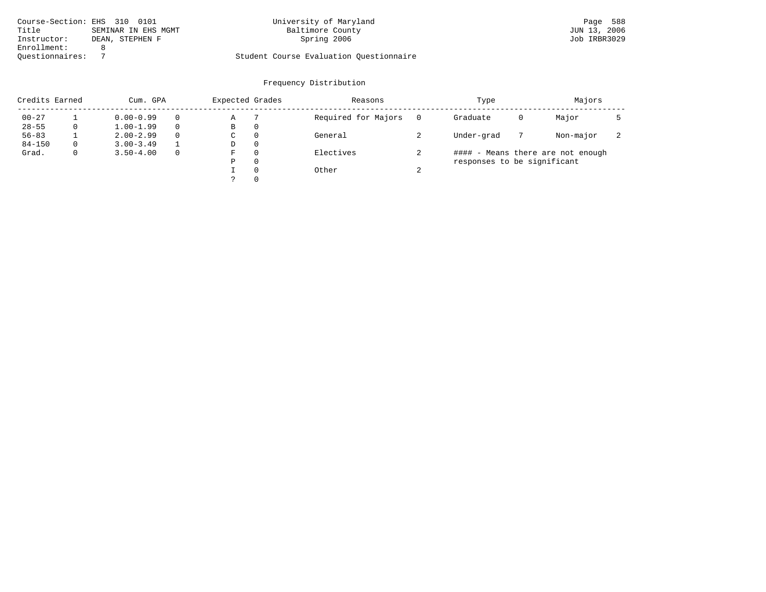Course-Section: EHS 310 0101
Title: SEMINAR IN EHS MGMT
Instructor: DEAN, STEPHEN F
Enrollment: 8
Questionnaires: 7

University of Maryland
Baltimore County
Spring 2006

Student Course Evaluation Questionnaire

JUN 13, 2006
Job IRBR3029

## Frequency Distribution

| Credits Earned | | Cum. GPA | | Expected Grades | | Reasons | | Type | | Majors | |
|---|---|---|---|---|---|---|---|---|---|---|---|
| 00-27 | 1 | 0.00-0.99 | 0 | A | 7 | Required for Majors | 0 | Graduate | 0 | Major | 5 |
| 28-55 | 0 | 1.00-1.99 | 0 | B | 0 | | | | | | |
| 56-83 | 1 | 2.00-2.99 | 0 | C | 0 | General | 2 | Under-grad | 7 | Non-major | 2 |
| 84-150 | 0 | 3.00-3.49 | 1 | D | 0 | | | | | | |
| Grad. | 0 | 3.50-4.00 | 0 | F | 0 | Electives | 2 | | | | |
| | | | | P | 0 | | | | | | |
| | | | | I | 0 | Other | 2 | | | | |
| | | | | ? | 0 | | | | | | |

#### - Means there are not enough responses to be significant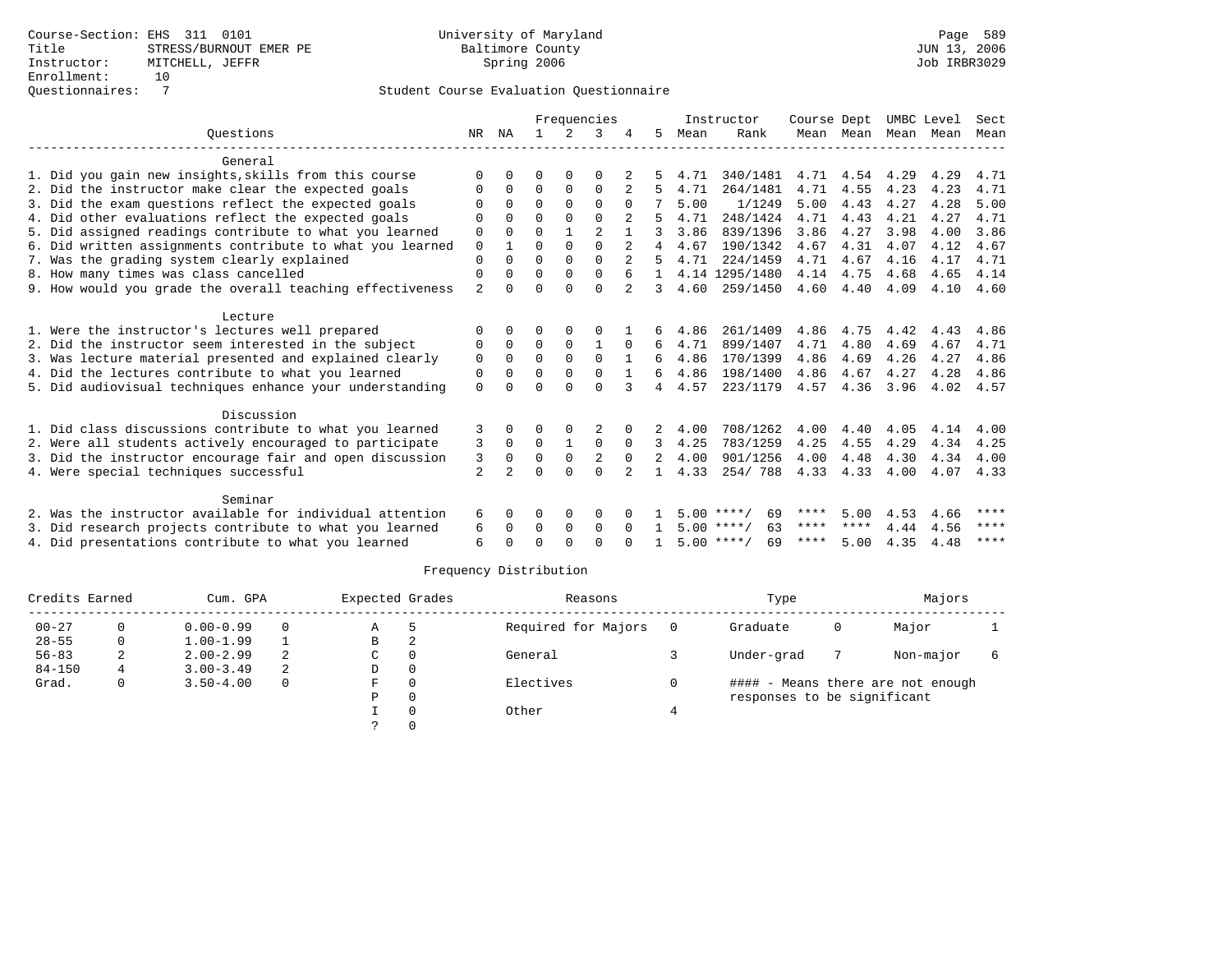Course-Section: EHS 311 0101
Title: STRESS/BURNOUT EMER PE
Instructor: MITCHELL, JEFFR
Enrollment: 10
Questionnaires: 7

University of Maryland
Baltimore County
Spring 2006

JUN 13, 2006
Job IRBR3029

## Student Course Evaluation Questionnaire

| Questions | NR | NA | 1 | 2 | 3 | 4 | 5 | Instructor Mean | Rank | Course Mean | Dept Mean | UMBC Mean | Level Mean | Sect Mean |
|---|---|---|---|---|---|---|---|---|---|---|---|---|---|---|
| **General** | | | | | | | | | | | | | | |
| 1. Did you gain new insights,skills from this course | 0 | 0 | 0 | 0 | 0 | 2 | 5 | 4.71 | 340/1481 | 4.71 | 4.54 | 4.29 | 4.29 | 4.71 |
| 2. Did the instructor make clear the expected goals | 0 | 0 | 0 | 0 | 0 | 2 | 5 | 4.71 | 264/1481 | 4.71 | 4.55 | 4.23 | 4.23 | 4.71 |
| 3. Did the exam questions reflect the expected goals | 0 | 0 | 0 | 0 | 0 | 0 | 7 | 5.00 | 1/1249 | 5.00 | 4.43 | 4.27 | 4.28 | 5.00 |
| 4. Did other evaluations reflect the expected goals | 0 | 0 | 0 | 0 | 0 | 2 | 5 | 4.71 | 248/1424 | 4.71 | 4.43 | 4.21 | 4.27 | 4.71 |
| 5. Did assigned readings contribute to what you learned | 0 | 0 | 0 | 1 | 2 | 1 | 3 | 3.86 | 839/1396 | 3.86 | 4.27 | 3.98 | 4.00 | 3.86 |
| 6. Did written assignments contribute to what you learned | 0 | 1 | 0 | 0 | 0 | 2 | 4 | 4.67 | 190/1342 | 4.67 | 4.31 | 4.07 | 4.12 | 4.67 |
| 7. Was the grading system clearly explained | 0 | 0 | 0 | 0 | 0 | 2 | 5 | 4.71 | 224/1459 | 4.71 | 4.67 | 4.16 | 4.17 | 4.71 |
| 8. How many times was class cancelled | 0 | 0 | 0 | 0 | 0 | 6 | 1 | 4.14 | 1295/1480 | 4.14 | 4.75 | 4.68 | 4.65 | 4.14 |
| 9. How would you grade the overall teaching effectiveness | 2 | 0 | 0 | 0 | 0 | 2 | 3 | 4.60 | 259/1450 | 4.60 | 4.40 | 4.09 | 4.10 | 4.60 |
| **Lecture** | | | | | | | | | | | | | | |
| 1. Were the instructor's lectures well prepared | 0 | 0 | 0 | 0 | 0 | 1 | 6 | 4.86 | 261/1409 | 4.86 | 4.75 | 4.42 | 4.43 | 4.86 |
| 2. Did the instructor seem interested in the subject | 0 | 0 | 0 | 0 | 1 | 0 | 6 | 4.71 | 899/1407 | 4.71 | 4.80 | 4.69 | 4.67 | 4.71 |
| 3. Was lecture material presented and explained clearly | 0 | 0 | 0 | 0 | 0 | 1 | 6 | 4.86 | 170/1399 | 4.86 | 4.69 | 4.26 | 4.27 | 4.86 |
| 4. Did the lectures contribute to what you learned | 0 | 0 | 0 | 0 | 0 | 1 | 6 | 4.86 | 198/1400 | 4.86 | 4.67 | 4.27 | 4.28 | 4.86 |
| 5. Did audiovisual techniques enhance your understanding | 0 | 0 | 0 | 0 | 0 | 3 | 4 | 4.57 | 223/1179 | 4.57 | 4.36 | 3.96 | 4.02 | 4.57 |
| **Discussion** | | | | | | | | | | | | | | |
| 1. Did class discussions contribute to what you learned | 3 | 0 | 0 | 0 | 2 | 0 | 2 | 4.00 | 708/1262 | 4.00 | 4.40 | 4.05 | 4.14 | 4.00 |
| 2. Were all students actively encouraged to participate | 3 | 0 | 0 | 1 | 0 | 0 | 3 | 4.25 | 783/1259 | 4.25 | 4.55 | 4.29 | 4.34 | 4.25 |
| 3. Did the instructor encourage fair and open discussion | 3 | 0 | 0 | 0 | 2 | 0 | 2 | 4.00 | 901/1256 | 4.00 | 4.48 | 4.30 | 4.34 | 4.00 |
| 4. Were special techniques successful | 2 | 2 | 0 | 0 | 0 | 2 | 1 | 4.33 | 254/ 788 | 4.33 | 4.33 | 4.00 | 4.07 | 4.33 |
| **Seminar** | | | | | | | | | | | | | | |
| 2. Was the instructor available for individual attention | 6 | 0 | 0 | 0 | 0 | 0 | 1 | 5.00 | ****/ 69 | **** | 5.00 | 4.53 | 4.66 | **** |
| 3. Did research projects contribute to what you learned | 6 | 0 | 0 | 0 | 0 | 0 | 1 | 5.00 | ****/ 63 | **** | **** | 4.44 | 4.56 | **** |
| 4. Did presentations contribute to what you learned | 6 | 0 | 0 | 0 | 0 | 0 | 1 | 5.00 | ****/ 69 | **** | 5.00 | 4.35 | 4.48 | **** |

## Frequency Distribution

| Credits Earned | | Cum. GPA | | Expected Grades | | Reasons | | Type | | Majors | |
|---|---|---|---|---|---|---|---|---|---|---|---|
| 00-27 | 0 | 0.00-0.99 | 0 | A | 5 | Required for Majors | 0 | Graduate | 0 | Major | 1 |
| 28-55 | 0 | 1.00-1.99 | 1 | B | 2 | | | | | | |
| 56-83 | 2 | 2.00-2.99 | 2 | C | 0 | General | 3 | Under-grad | 7 | Non-major | 6 |
| 84-150 | 4 | 3.00-3.49 | 2 | D | 0 | | | | | | |
| Grad. | 0 | 3.50-4.00 | 0 | F | 0 | Electives | 0 | #### - Means there are not enough responses to be significant | | | |
| | | | | P | 0 | | | | | | |
| | | | | I | 0 | Other | 4 | | | | |
| | | | | ? | 0 | | | | | | |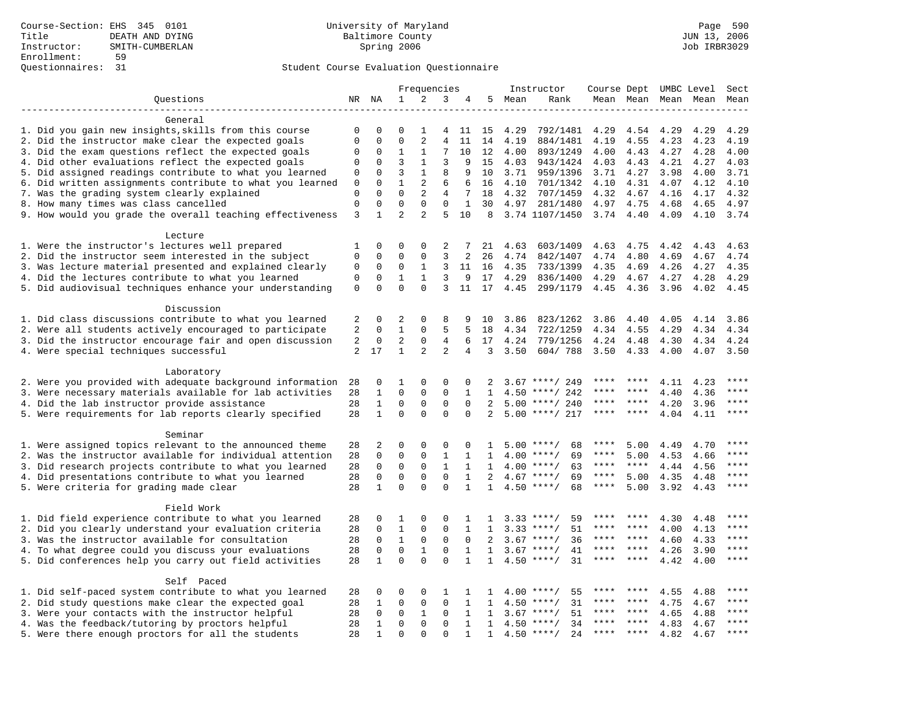Course-Section: EHS 345 0101
Title: DEATH AND DYING
Instructor: SMITH-CUMBERLAN
Enrollment: 59
Questionnaires: 31

University of Maryland
Baltimore County
Spring 2006

JUN 13, 2006
Job IRBR3029

## Student Course Evaluation Questionnaire

| Questions | NR | NA | 1 | 2 | 3 | 4 | 5 | Instructor Mean | Instructor Rank | Course Mean | Dept Mean | UMBC Level Mean | Level Mean | Sect Mean |
|---|---|---|---|---|---|---|---|---|---|---|---|---|---|---|
| **General** | | | | | | | | | | | | | | |
| 1. Did you gain new insights,skills from this course | 0 | 0 | 0 | 1 | 4 | 11 | 15 | 4.29 | 792/1481 | 4.29 | 4.54 | 4.29 | 4.29 | 4.29 |
| 2. Did the instructor make clear the expected goals | 0 | 0 | 0 | 2 | 4 | 11 | 14 | 4.19 | 884/1481 | 4.19 | 4.55 | 4.23 | 4.23 | 4.19 |
| 3. Did the exam questions reflect the expected goals | 0 | 0 | 1 | 1 | 7 | 10 | 12 | 4.00 | 893/1249 | 4.00 | 4.43 | 4.27 | 4.28 | 4.00 |
| 4. Did other evaluations reflect the expected goals | 0 | 0 | 3 | 1 | 3 | 9 | 15 | 4.03 | 943/1424 | 4.03 | 4.43 | 4.21 | 4.27 | 4.03 |
| 5. Did assigned readings contribute to what you learned | 0 | 0 | 3 | 1 | 8 | 9 | 10 | 3.71 | 959/1396 | 3.71 | 4.27 | 3.98 | 4.00 | 3.71 |
| 6. Did written assignments contribute to what you learned | 0 | 0 | 1 | 2 | 6 | 6 | 16 | 4.10 | 701/1342 | 4.10 | 4.31 | 4.07 | 4.12 | 4.10 |
| 7. Was the grading system clearly explained | 0 | 0 | 0 | 2 | 4 | 7 | 18 | 4.32 | 707/1459 | 4.32 | 4.67 | 4.16 | 4.17 | 4.32 |
| 8. How many times was class cancelled | 0 | 0 | 0 | 0 | 0 | 1 | 30 | 4.97 | 281/1480 | 4.97 | 4.75 | 4.68 | 4.65 | 4.97 |
| 9. How would you grade the overall teaching effectiveness | 3 | 1 | 2 | 2 | 5 | 10 | 8 | 3.74 | 1107/1450 | 3.74 | 4.40 | 4.09 | 4.10 | 3.74 |
| **Lecture** | | | | | | | | | | | | | | |
| 1. Were the instructor's lectures well prepared | 1 | 0 | 0 | 0 | 2 | 7 | 21 | 4.63 | 603/1409 | 4.63 | 4.75 | 4.42 | 4.43 | 4.63 |
| 2. Did the instructor seem interested in the subject | 0 | 0 | 0 | 0 | 3 | 2 | 26 | 4.74 | 842/1407 | 4.74 | 4.80 | 4.69 | 4.67 | 4.74 |
| 3. Was lecture material presented and explained clearly | 0 | 0 | 0 | 1 | 3 | 11 | 16 | 4.35 | 733/1399 | 4.35 | 4.69 | 4.26 | 4.27 | 4.35 |
| 4. Did the lectures contribute to what you learned | 0 | 0 | 1 | 1 | 3 | 9 | 17 | 4.29 | 836/1400 | 4.29 | 4.67 | 4.27 | 4.28 | 4.29 |
| 5. Did audiovisual techniques enhance your understanding | 0 | 0 | 0 | 0 | 3 | 11 | 17 | 4.45 | 299/1179 | 4.45 | 4.36 | 3.96 | 4.02 | 4.45 |
| **Discussion** | | | | | | | | | | | | | | |
| 1. Did class discussions contribute to what you learned | 2 | 0 | 2 | 0 | 8 | 9 | 10 | 3.86 | 823/1262 | 3.86 | 4.40 | 4.05 | 4.14 | 3.86 |
| 2. Were all students actively encouraged to participate | 2 | 0 | 1 | 0 | 5 | 5 | 18 | 4.34 | 722/1259 | 4.34 | 4.55 | 4.29 | 4.34 | 4.34 |
| 3. Did the instructor encourage fair and open discussion | 2 | 0 | 2 | 0 | 4 | 6 | 17 | 4.24 | 779/1256 | 4.24 | 4.48 | 4.30 | 4.34 | 4.24 |
| 4. Were special techniques successful | 2 | 17 | 1 | 2 | 2 | 4 | 3 | 3.50 | 604/ 788 | 3.50 | 4.33 | 4.00 | 4.07 | 3.50 |
| **Laboratory** | | | | | | | | | | | | | | |
| 2. Were you provided with adequate background information | 28 | 0 | 1 | 0 | 0 | 0 | 2 | 3.67 | ****/ 249 | **** | **** | 4.11 | 4.23 | **** |
| 3. Were necessary materials available for lab activities | 28 | 1 | 0 | 0 | 0 | 1 | 1 | 4.50 | ****/ 242 | **** | **** | 4.40 | 4.36 | **** |
| 4. Did the lab instructor provide assistance | 28 | 1 | 0 | 0 | 0 | 0 | 2 | 5.00 | ****/ 240 | **** | **** | 4.20 | 3.96 | **** |
| 5. Were requirements for lab reports clearly specified | 28 | 1 | 0 | 0 | 0 | 0 | 2 | 5.00 | ****/ 217 | **** | **** | 4.04 | 4.11 | **** |
| **Seminar** | | | | | | | | | | | | | | |
| 1. Were assigned topics relevant to the announced theme | 28 | 2 | 0 | 0 | 0 | 0 | 1 | 5.00 | ****/ 68 | **** | 5.00 | 4.49 | 4.70 | **** |
| 2. Was the instructor available for individual attention | 28 | 0 | 0 | 0 | 1 | 1 | 1 | 4.00 | ****/ 69 | **** | 5.00 | 4.53 | 4.66 | **** |
| 3. Did research projects contribute to what you learned | 28 | 0 | 0 | 0 | 1 | 1 | 1 | 4.00 | ****/ 63 | **** | **** | 4.44 | 4.56 | **** |
| 4. Did presentations contribute to what you learned | 28 | 0 | 0 | 0 | 0 | 1 | 2 | 4.67 | ****/ 69 | **** | 5.00 | 4.35 | 4.48 | **** |
| 5. Were criteria for grading made clear | 28 | 1 | 0 | 0 | 0 | 1 | 1 | 4.50 | ****/ 68 | **** | 5.00 | 3.92 | 4.43 | **** |
| **Field Work** | | | | | | | | | | | | | | |
| 1. Did field experience contribute to what you learned | 28 | 0 | 1 | 0 | 0 | 1 | 1 | 3.33 | ****/ 59 | **** | **** | 4.30 | 4.48 | **** |
| 2. Did you clearly understand your evaluation criteria | 28 | 0 | 1 | 0 | 0 | 1 | 1 | 3.33 | ****/ 51 | **** | **** | 4.00 | 4.13 | **** |
| 3. Was the instructor available for consultation | 28 | 0 | 1 | 0 | 0 | 0 | 2 | 3.67 | ****/ 36 | **** | **** | 4.60 | 4.33 | **** |
| 4. To what degree could you discuss your evaluations | 28 | 0 | 0 | 1 | 0 | 1 | 1 | 3.67 | ****/ 41 | **** | **** | 4.26 | 3.90 | **** |
| 5. Did conferences help you carry out field activities | 28 | 1 | 0 | 0 | 0 | 1 | 1 | 4.50 | ****/ 31 | **** | **** | 4.42 | 4.00 | **** |
| **Self Paced** | | | | | | | | | | | | | | |
| 1. Did self-paced system contribute to what you learned | 28 | 0 | 0 | 0 | 1 | 1 | 1 | 4.00 | ****/ 55 | **** | **** | 4.55 | 4.88 | **** |
| 2. Did study questions make clear the expected goal | 28 | 1 | 0 | 0 | 0 | 1 | 1 | 4.50 | ****/ 31 | **** | **** | 4.75 | 4.67 | **** |
| 3. Were your contacts with the instructor helpful | 28 | 0 | 0 | 1 | 0 | 1 | 1 | 3.67 | ****/ 51 | **** | **** | 4.65 | 4.88 | **** |
| 4. Was the feedback/tutoring by proctors helpful | 28 | 1 | 0 | 0 | 0 | 1 | 1 | 4.50 | ****/ 34 | **** | **** | 4.83 | 4.67 | **** |
| 5. Were there enough proctors for all the students | 28 | 1 | 0 | 0 | 0 | 1 | 1 | 4.50 | ****/ 24 | **** | **** | 4.82 | 4.67 | **** |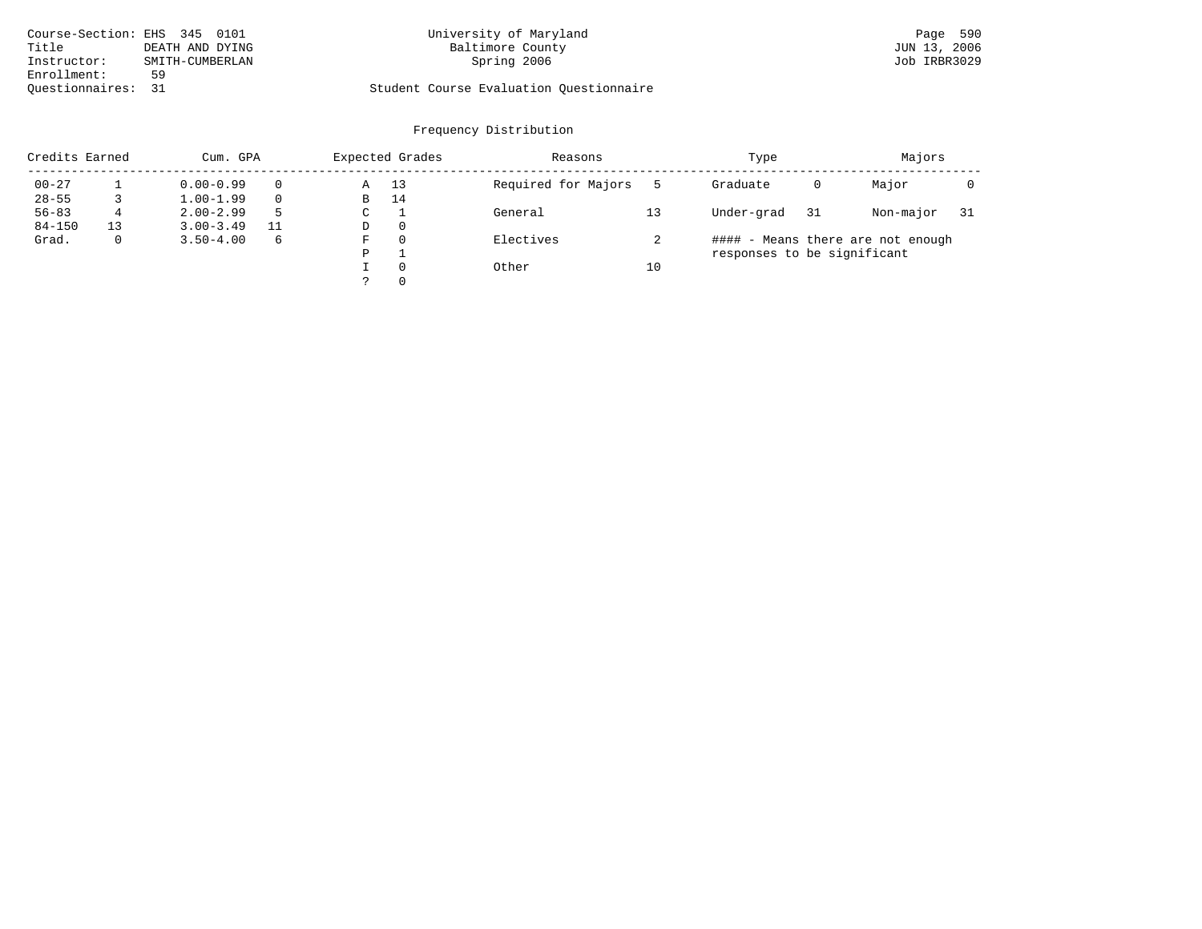Course-Section: EHS 345 0101
Title: DEATH AND DYING
Instructor: SMITH-CUMBERLAN
Enrollment: 59
Questionnaires: 31

University of Maryland
Baltimore County
Spring 2006

JUN 13, 2006
Job IRBR3029

Student Course Evaluation Questionnaire

## Frequency Distribution

| Credits Earned | | Cum. GPA | | Expected Grades | | Reasons | | Type | | Majors | |
|---|---|---|---|---|---|---|---|---|---|---|---|
| 00-27 | 1 | 0.00-0.99 | 0 | A | 13 | Required for Majors | 5 | Graduate | 0 | Major | 0 |
| 28-55 | 3 | 1.00-1.99 | 0 | B | 14 | | | | | | |
| 56-83 | 4 | 2.00-2.99 | 5 | C | 1 | General | 13 | Under-grad | 31 | Non-major | 31 |
| 84-150 | 13 | 3.00-3.49 | 11 | D | 0 | | | | | | |
| Grad. | 0 | 3.50-4.00 | 6 | F | 0 | Electives | 2 | | | | |
| | | | | P | 1 | | | | | | |
| | | | | I | 0 | Other | 10 | | | | |
| | | | | ? | 0 | | | | | | |

#### - Means there are not enough responses to be significant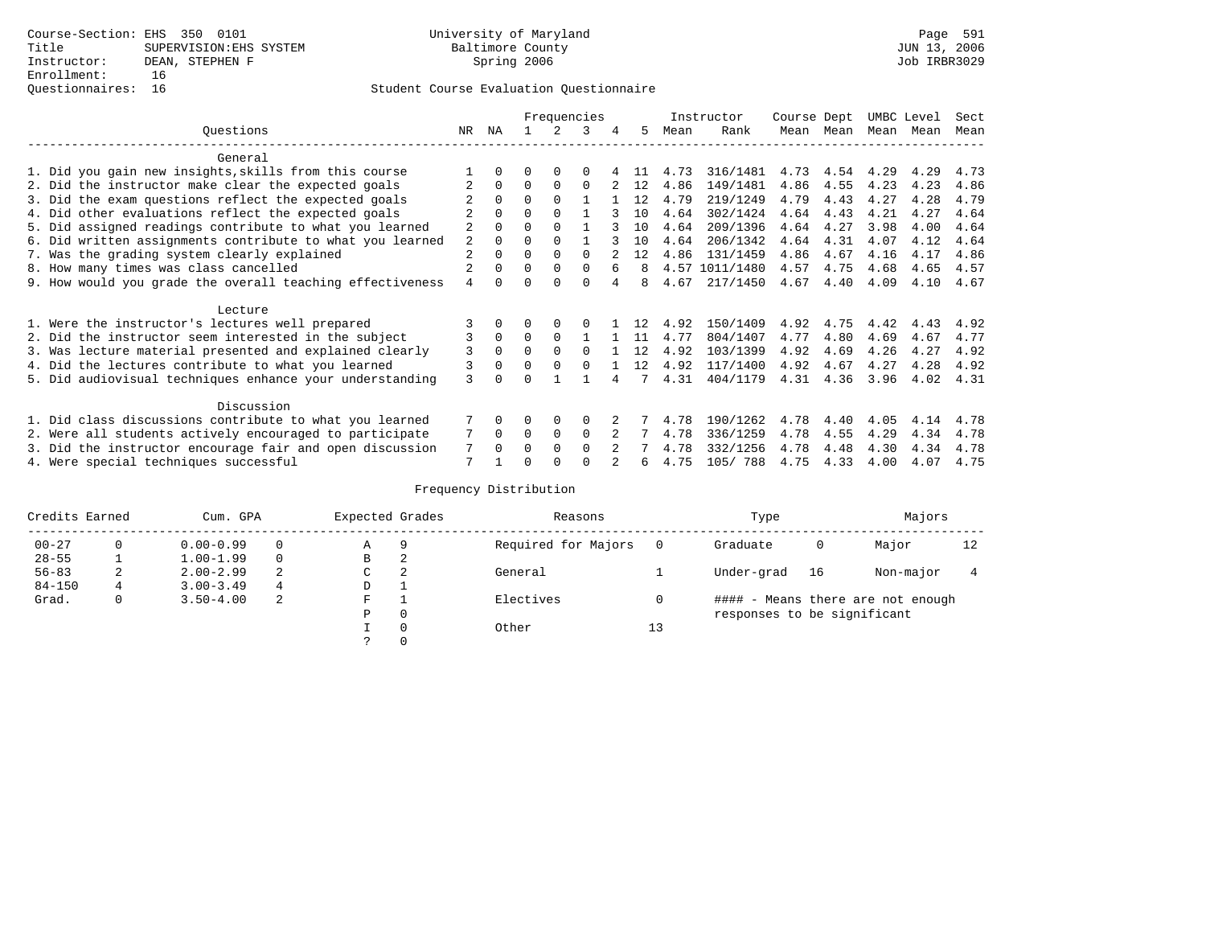Course-Section: EHS 350 0101
Title: SUPERVISION:EHS SYSTEM
Instructor: DEAN, STEPHEN F
Enrollment: 16
Questionnaires: 16

University of Maryland
Baltimore County
Spring 2006

Page 591
JUN 13, 2006
Job IRBR3029

## Student Course Evaluation Questionnaire

| Questions | NR | NA | 1 | 2 | 3 | 4 | 5 | Instructor Mean | Instructor Rank | Course Mean | Dept Mean | UMBC Level Mean | Level Mean | Sect Mean |
|---|---|---|---|---|---|---|---|---|---|---|---|---|---|---|
| **General** | | | | | | | | | | | | | | |
| 1. Did you gain new insights,skills from this course | 1 | 0 | 0 | 0 | 0 | 4 | 11 | 4.73 | 316/1481 | 4.73 | 4.54 | 4.29 | 4.29 | 4.73 |
| 2. Did the instructor make clear the expected goals | 2 | 0 | 0 | 0 | 0 | 2 | 12 | 4.86 | 149/1481 | 4.86 | 4.55 | 4.23 | 4.23 | 4.86 |
| 3. Did the exam questions reflect the expected goals | 2 | 0 | 0 | 0 | 1 | 1 | 12 | 4.79 | 219/1249 | 4.79 | 4.43 | 4.27 | 4.28 | 4.79 |
| 4. Did other evaluations reflect the expected goals | 2 | 0 | 0 | 0 | 1 | 3 | 10 | 4.64 | 302/1424 | 4.64 | 4.43 | 4.21 | 4.27 | 4.64 |
| 5. Did assigned readings contribute to what you learned | 2 | 0 | 0 | 0 | 1 | 3 | 10 | 4.64 | 209/1396 | 4.64 | 4.27 | 3.98 | 4.00 | 4.64 |
| 6. Did written assignments contribute to what you learned | 2 | 0 | 0 | 0 | 1 | 3 | 10 | 4.64 | 206/1342 | 4.64 | 4.31 | 4.07 | 4.12 | 4.64 |
| 7. Was the grading system clearly explained | 2 | 0 | 0 | 0 | 0 | 2 | 12 | 4.86 | 131/1459 | 4.86 | 4.67 | 4.16 | 4.17 | 4.86 |
| 8. How many times was class cancelled | 2 | 0 | 0 | 0 | 0 | 6 | 8 | 4.57 | 1011/1480 | 4.57 | 4.75 | 4.68 | 4.65 | 4.57 |
| 9. How would you grade the overall teaching effectiveness | 4 | 0 | 0 | 0 | 0 | 4 | 8 | 4.67 | 217/1450 | 4.67 | 4.40 | 4.09 | 4.10 | 4.67 |
| **Lecture** | | | | | | | | | | | | | | |
| 1. Were the instructor's lectures well prepared | 3 | 0 | 0 | 0 | 0 | 1 | 12 | 4.92 | 150/1409 | 4.92 | 4.75 | 4.42 | 4.43 | 4.92 |
| 2. Did the instructor seem interested in the subject | 3 | 0 | 0 | 0 | 1 | 1 | 11 | 4.77 | 804/1407 | 4.77 | 4.80 | 4.69 | 4.67 | 4.77 |
| 3. Was lecture material presented and explained clearly | 3 | 0 | 0 | 0 | 0 | 1 | 12 | 4.92 | 103/1399 | 4.92 | 4.69 | 4.26 | 4.27 | 4.92 |
| 4. Did the lectures contribute to what you learned | 3 | 0 | 0 | 0 | 0 | 1 | 12 | 4.92 | 117/1400 | 4.92 | 4.67 | 4.27 | 4.28 | 4.92 |
| 5. Did audiovisual techniques enhance your understanding | 3 | 0 | 0 | 1 | 1 | 4 | 7 | 4.31 | 404/1179 | 4.31 | 4.36 | 3.96 | 4.02 | 4.31 |
| **Discussion** | | | | | | | | | | | | | | |
| 1. Did class discussions contribute to what you learned | 7 | 0 | 0 | 0 | 0 | 2 | 7 | 4.78 | 190/1262 | 4.78 | 4.40 | 4.05 | 4.14 | 4.78 |
| 2. Were all students actively encouraged to participate | 7 | 0 | 0 | 0 | 0 | 2 | 7 | 4.78 | 336/1259 | 4.78 | 4.55 | 4.29 | 4.34 | 4.78 |
| 3. Did the instructor encourage fair and open discussion | 7 | 0 | 0 | 0 | 0 | 2 | 7 | 4.78 | 332/1256 | 4.78 | 4.48 | 4.30 | 4.34 | 4.78 |
| 4. Were special techniques successful | 7 | 1 | 0 | 0 | 0 | 2 | 6 | 4.75 | 105/ 788 | 4.75 | 4.33 | 4.00 | 4.07 | 4.75 |

## Frequency Distribution

| Credits Earned | | Cum. GPA | | Expected Grades | | Reasons | | Type | | Majors | |
|---|---|---|---|---|---|---|---|---|---|---|---|
| 00-27 | 0 | 0.00-0.99 | 0 | A | 9 | Required for Majors | 0 | Graduate | 0 | Major | 12 |
| 28-55 | 1 | 1.00-1.99 | 0 | B | 2 | | | | | | |
| 56-83 | 2 | 2.00-2.99 | 2 | C | 2 | General | 1 | Under-grad | 16 | Non-major | 4 |
| 84-150 | 4 | 3.00-3.49 | 4 | D | 1 | | | | | | |
| Grad. | 0 | 3.50-4.00 | 2 | F | 1 | Electives | 0 | #### - Means there are not enough responses to be significant | | | |
| | | | | P | 0 | | | | | | |
| | | | | I | 0 | Other | 13 | | | | |
| | | | | ? | 0 | | | | | | |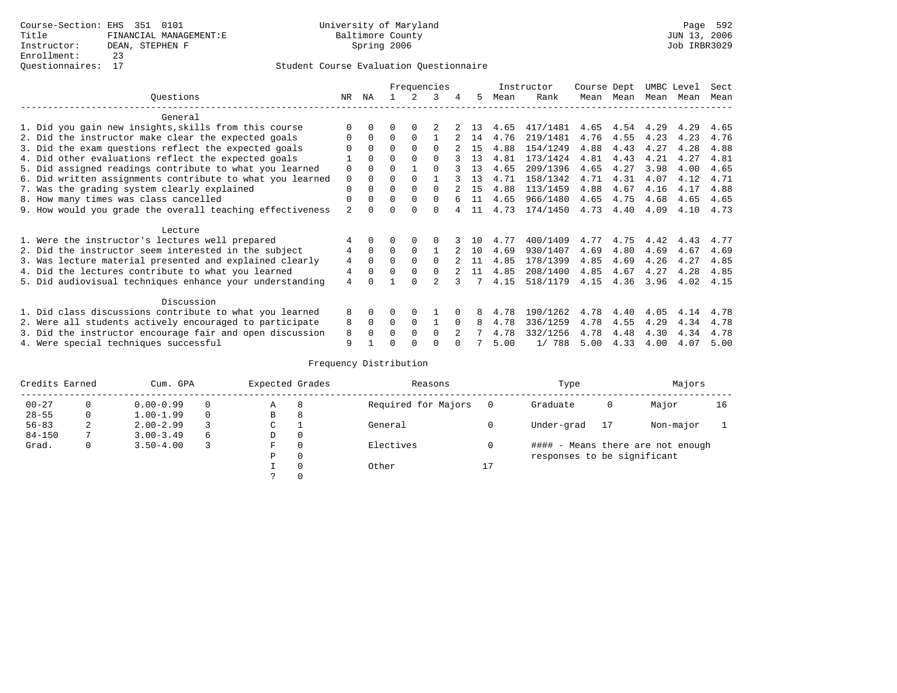Course-Section: EHS 351 0101
Title: FINANCIAL MANAGEMENT:E
Instructor: DEAN, STEPHEN F
Enrollment: 23
Questionnaires: 17

University of Maryland
Baltimore County
Spring 2006

JUN 13, 2006
Job IRBR3029

## Student Course Evaluation Questionnaire

| Questions | NR | NA | 1 | 2 | 3 | 4 | 5 | Instructor Mean | Instructor Rank | Course Mean | Dept Mean | UMBC Mean | Level Mean | Sect Mean |
|---|---|---|---|---|---|---|---|---|---|---|---|---|---|---|
| **General** | | | | | | | | | | | | | | |
| 1. Did you gain new insights,skills from this course | 0 | 0 | 0 | 0 | 2 | 2 | 13 | 4.65 | 417/1481 | 4.65 | 4.54 | 4.29 | 4.29 | 4.65 |
| 2. Did the instructor make clear the expected goals | 0 | 0 | 0 | 0 | 1 | 2 | 14 | 4.76 | 219/1481 | 4.76 | 4.55 | 4.23 | 4.23 | 4.76 |
| 3. Did the exam questions reflect the expected goals | 0 | 0 | 0 | 0 | 0 | 2 | 15 | 4.88 | 154/1249 | 4.88 | 4.43 | 4.27 | 4.28 | 4.88 |
| 4. Did other evaluations reflect the expected goals | 1 | 0 | 0 | 0 | 0 | 3 | 13 | 4.81 | 173/1424 | 4.81 | 4.43 | 4.21 | 4.27 | 4.81 |
| 5. Did assigned readings contribute to what you learned | 0 | 0 | 0 | 1 | 0 | 3 | 13 | 4.65 | 209/1396 | 4.65 | 4.27 | 3.98 | 4.00 | 4.65 |
| 6. Did written assignments contribute to what you learned | 0 | 0 | 0 | 0 | 1 | 3 | 13 | 4.71 | 158/1342 | 4.71 | 4.31 | 4.07 | 4.12 | 4.71 |
| 7. Was the grading system clearly explained | 0 | 0 | 0 | 0 | 0 | 2 | 15 | 4.88 | 113/1459 | 4.88 | 4.67 | 4.16 | 4.17 | 4.88 |
| 8. How many times was class cancelled | 0 | 0 | 0 | 0 | 0 | 6 | 11 | 4.65 | 966/1480 | 4.65 | 4.75 | 4.68 | 4.65 | 4.65 |
| 9. How would you grade the overall teaching effectiveness | 2 | 0 | 0 | 0 | 0 | 4 | 11 | 4.73 | 174/1450 | 4.73 | 4.40 | 4.09 | 4.10 | 4.73 |
| **Lecture** | | | | | | | | | | | | | | |
| 1. Were the instructor's lectures well prepared | 4 | 0 | 0 | 0 | 0 | 3 | 10 | 4.77 | 400/1409 | 4.77 | 4.75 | 4.42 | 4.43 | 4.77 |
| 2. Did the instructor seem interested in the subject | 4 | 0 | 0 | 0 | 1 | 2 | 10 | 4.69 | 930/1407 | 4.69 | 4.80 | 4.69 | 4.67 | 4.69 |
| 3. Was lecture material presented and explained clearly | 4 | 0 | 0 | 0 | 0 | 2 | 11 | 4.85 | 178/1399 | 4.85 | 4.69 | 4.26 | 4.27 | 4.85 |
| 4. Did the lectures contribute to what you learned | 4 | 0 | 0 | 0 | 0 | 2 | 11 | 4.85 | 208/1400 | 4.85 | 4.67 | 4.27 | 4.28 | 4.85 |
| 5. Did audiovisual techniques enhance your understanding | 4 | 0 | 1 | 0 | 2 | 3 | 7 | 4.15 | 518/1179 | 4.15 | 4.36 | 3.96 | 4.02 | 4.15 |
| **Discussion** | | | | | | | | | | | | | | |
| 1. Did class discussions contribute to what you learned | 8 | 0 | 0 | 0 | 1 | 0 | 8 | 4.78 | 190/1262 | 4.78 | 4.40 | 4.05 | 4.14 | 4.78 |
| 2. Were all students actively encouraged to participate | 8 | 0 | 0 | 0 | 1 | 0 | 8 | 4.78 | 336/1259 | 4.78 | 4.55 | 4.29 | 4.34 | 4.78 |
| 3. Did the instructor encourage fair and open discussion | 8 | 0 | 0 | 0 | 0 | 2 | 7 | 4.78 | 332/1256 | 4.78 | 4.48 | 4.30 | 4.34 | 4.78 |
| 4. Were special techniques successful | 9 | 1 | 0 | 0 | 0 | 0 | 7 | 5.00 | 1/ 788 | 5.00 | 4.33 | 4.00 | 4.07 | 5.00 |

## Frequency Distribution

| Credits Earned | | Cum. GPA | | Expected Grades | | Reasons | | Type | | Majors | |
|---|---|---|---|---|---|---|---|---|---|---|---|
| 00-27 | 0 | 0.00-0.99 | 0 | A | 8 | Required for Majors | 0 | Graduate | 0 | Major | 16 |
| 28-55 | 0 | 1.00-1.99 | 0 | B | 8 | | | | | | |
| 56-83 | 2 | 2.00-2.99 | 3 | C | 1 | General | 0 | Under-grad | 17 | Non-major | 1 |
| 84-150 | 7 | 3.00-3.49 | 6 | D | 0 | | | | | | |
| Grad. | 0 | 3.50-4.00 | 3 | F | 0 | Electives | 0 | | | | |
| | | | | P | 0 | | | | | | |
| | | | | I | 0 | Other | 17 | | | | |
| | | | | ? | 0 | | | | | | |

#### - Means there are not enough responses to be significant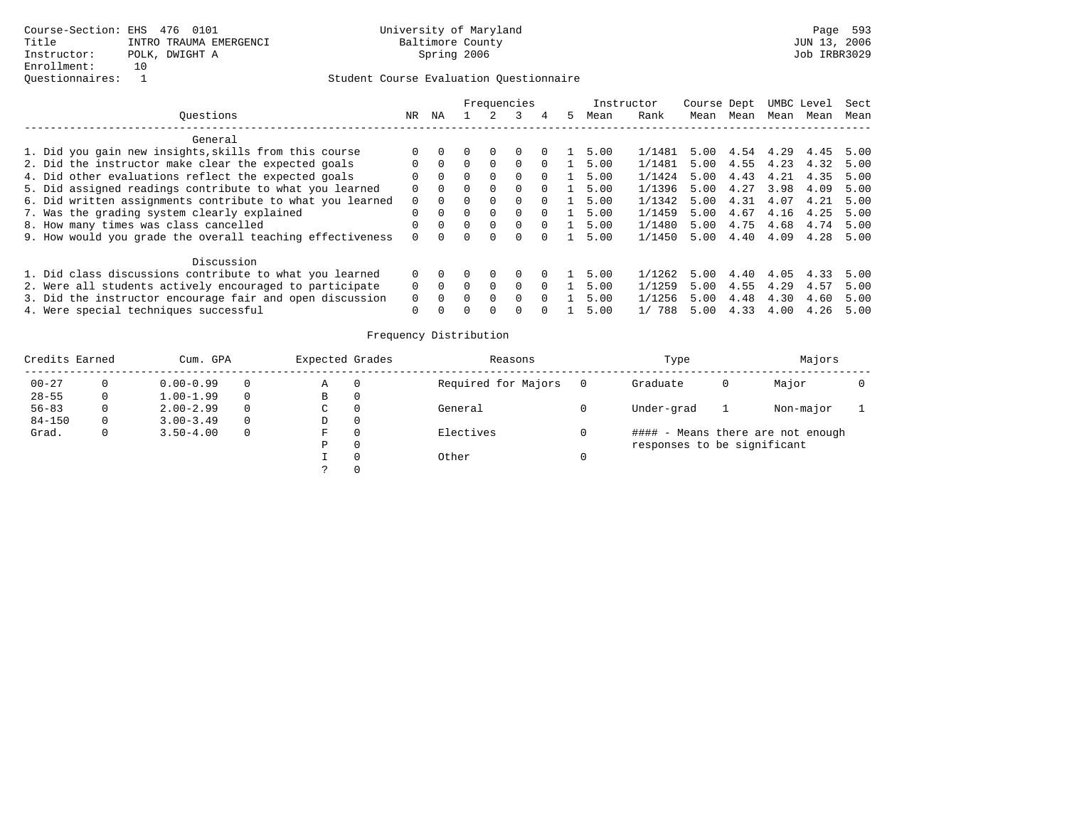Course-Section: EHS 476 0101
Title: INTRO TRAUMA EMERGENCI
Instructor: POLK, DWIGHT A
Enrollment: 10
Questionnaires: 1

University of Maryland
Baltimore County
Spring 2006

JUN 13, 2006
Job IRBR3029

## Student Course Evaluation Questionnaire

| Questions | NR | NA | 1 | 2 | 3 | 4 | 5 | Instructor Mean | Instructor Rank | Course Mean | Dept Mean | UMBC Mean | Level Mean | Sect Mean |
|---|---|---|---|---|---|---|---|---|---|---|---|---|---|---|
| **General** | | | | | | | | | | | | | | |
| 1. Did you gain new insights,skills from this course | 0 | 0 | 0 | 0 | 0 | 0 | 1 | 5.00 | 1/1481 | 5.00 | 4.54 | 4.29 | 4.45 | 5.00 |
| 2. Did the instructor make clear the expected goals | 0 | 0 | 0 | 0 | 0 | 0 | 1 | 5.00 | 1/1481 | 5.00 | 4.55 | 4.23 | 4.32 | 5.00 |
| 4. Did other evaluations reflect the expected goals | 0 | 0 | 0 | 0 | 0 | 0 | 1 | 5.00 | 1/1424 | 5.00 | 4.43 | 4.21 | 4.35 | 5.00 |
| 5. Did assigned readings contribute to what you learned | 0 | 0 | 0 | 0 | 0 | 0 | 1 | 5.00 | 1/1396 | 5.00 | 4.27 | 3.98 | 4.09 | 5.00 |
| 6. Did written assignments contribute to what you learned | 0 | 0 | 0 | 0 | 0 | 0 | 1 | 5.00 | 1/1342 | 5.00 | 4.31 | 4.07 | 4.21 | 5.00 |
| 7. Was the grading system clearly explained | 0 | 0 | 0 | 0 | 0 | 0 | 1 | 5.00 | 1/1459 | 5.00 | 4.67 | 4.16 | 4.25 | 5.00 |
| 8. How many times was class cancelled | 0 | 0 | 0 | 0 | 0 | 0 | 1 | 5.00 | 1/1480 | 5.00 | 4.75 | 4.68 | 4.74 | 5.00 |
| 9. How would you grade the overall teaching effectiveness | 0 | 0 | 0 | 0 | 0 | 0 | 1 | 5.00 | 1/1450 | 5.00 | 4.40 | 4.09 | 4.28 | 5.00 |
| **Discussion** | | | | | | | | | | | | | | |
| 1. Did class discussions contribute to what you learned | 0 | 0 | 0 | 0 | 0 | 0 | 1 | 5.00 | 1/1262 | 5.00 | 4.40 | 4.05 | 4.33 | 5.00 |
| 2. Were all students actively encouraged to participate | 0 | 0 | 0 | 0 | 0 | 0 | 1 | 5.00 | 1/1259 | 5.00 | 4.55 | 4.29 | 4.57 | 5.00 |
| 3. Did the instructor encourage fair and open discussion | 0 | 0 | 0 | 0 | 0 | 0 | 1 | 5.00 | 1/1256 | 5.00 | 4.48 | 4.30 | 4.60 | 5.00 |
| 4. Were special techniques successful | 0 | 0 | 0 | 0 | 0 | 0 | 1 | 5.00 | 1/ 788 | 5.00 | 4.33 | 4.00 | 4.26 | 5.00 |

## Frequency Distribution

| Credits Earned | | Cum. GPA | | Expected Grades | | Reasons | | Type | | Majors | |
|---|---|---|---|---|---|---|---|---|---|---|---|
| 00-27 | 0 | 0.00-0.99 | 0 | A | 0 | Required for Majors | 0 | Graduate | 0 | Major | 0 |
| 28-55 | 0 | 1.00-1.99 | 0 | B | 0 | | | | | | |
| 56-83 | 0 | 2.00-2.99 | 0 | C | 0 | General | 0 | Under-grad | 1 | Non-major | 1 |
| 84-150 | 0 | 3.00-3.49 | 0 | D | 0 | | | | | | |
| Grad. | 0 | 3.50-4.00 | 0 | F | 0 | Electives | 0 | | | | |
| | | | | P | 0 | | | | | | |
| | | | | I | 0 | Other | 0 | | | | |
| | | | | ? | 0 | | | | | | |

#### - Means there are not enough responses to be significant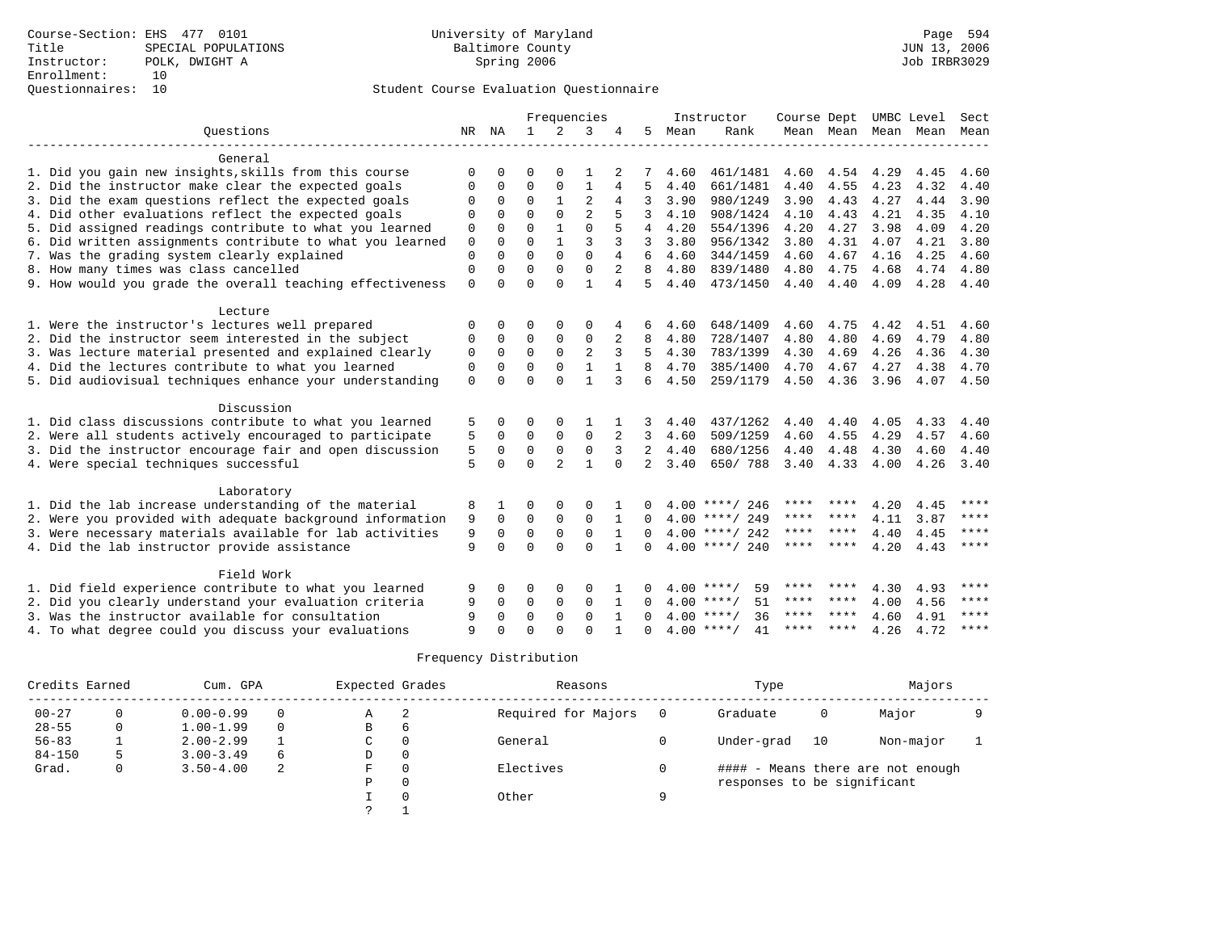Course-Section: EHS 477 0101
Title: SPECIAL POPULATIONS
Instructor: POLK, DWIGHT A
Enrollment: 10
Questionnaires: 10

University of Maryland
Baltimore County
Spring 2006

JUN 13, 2006
Job IRBR3029

## Student Course Evaluation Questionnaire

| Questions | NR | NA | 1 | 2 | 3 | 4 | 5 | Instructor Mean | Instructor Rank | Course Mean | Dept Mean | UMBC Level Mean | Level Mean | Sect Mean |
|---|---|---|---|---|---|---|---|---|---|---|---|---|---|---|
| **General** | | | | | | | | | | | | | | |
| 1. Did you gain new insights,skills from this course | 0 | 0 | 0 | 0 | 1 | 2 | 7 | 4.60 | 461/1481 | 4.60 | 4.54 | 4.29 | 4.45 | 4.60 |
| 2. Did the instructor make clear the expected goals | 0 | 0 | 0 | 0 | 1 | 4 | 5 | 4.40 | 661/1481 | 4.40 | 4.55 | 4.23 | 4.32 | 4.40 |
| 3. Did the exam questions reflect the expected goals | 0 | 0 | 0 | 1 | 2 | 4 | 3 | 3.90 | 980/1249 | 3.90 | 4.43 | 4.27 | 4.44 | 3.90 |
| 4. Did other evaluations reflect the expected goals | 0 | 0 | 0 | 0 | 2 | 5 | 3 | 4.10 | 908/1424 | 4.10 | 4.43 | 4.21 | 4.35 | 4.10 |
| 5. Did assigned readings contribute to what you learned | 0 | 0 | 0 | 1 | 0 | 5 | 4 | 4.20 | 554/1396 | 4.20 | 4.27 | 3.98 | 4.09 | 4.20 |
| 6. Did written assignments contribute to what you learned | 0 | 0 | 0 | 1 | 3 | 3 | 3 | 3.80 | 956/1342 | 3.80 | 4.31 | 4.07 | 4.21 | 3.80 |
| 7. Was the grading system clearly explained | 0 | 0 | 0 | 0 | 0 | 4 | 6 | 4.60 | 344/1459 | 4.60 | 4.67 | 4.16 | 4.25 | 4.60 |
| 8. How many times was class cancelled | 0 | 0 | 0 | 0 | 0 | 2 | 8 | 4.80 | 839/1480 | 4.80 | 4.75 | 4.68 | 4.74 | 4.80 |
| 9. How would you grade the overall teaching effectiveness | 0 | 0 | 0 | 0 | 1 | 4 | 5 | 4.40 | 473/1450 | 4.40 | 4.40 | 4.09 | 4.28 | 4.40 |
| **Lecture** | | | | | | | | | | | | | | |
| 1. Were the instructor's lectures well prepared | 0 | 0 | 0 | 0 | 0 | 4 | 6 | 4.60 | 648/1409 | 4.60 | 4.75 | 4.42 | 4.51 | 4.60 |
| 2. Did the instructor seem interested in the subject | 0 | 0 | 0 | 0 | 0 | 2 | 8 | 4.80 | 728/1407 | 4.80 | 4.80 | 4.69 | 4.79 | 4.80 |
| 3. Was lecture material presented and explained clearly | 0 | 0 | 0 | 0 | 2 | 3 | 5 | 4.30 | 783/1399 | 4.30 | 4.69 | 4.26 | 4.36 | 4.30 |
| 4. Did the lectures contribute to what you learned | 0 | 0 | 0 | 0 | 1 | 1 | 8 | 4.70 | 385/1400 | 4.70 | 4.67 | 4.27 | 4.38 | 4.70 |
| 5. Did audiovisual techniques enhance your understanding | 0 | 0 | 0 | 0 | 1 | 3 | 6 | 4.50 | 259/1179 | 4.50 | 4.36 | 3.96 | 4.07 | 4.50 |
| **Discussion** | | | | | | | | | | | | | | |
| 1. Did class discussions contribute to what you learned | 5 | 0 | 0 | 0 | 1 | 1 | 3 | 4.40 | 437/1262 | 4.40 | 4.40 | 4.05 | 4.33 | 4.40 |
| 2. Were all students actively encouraged to participate | 5 | 0 | 0 | 0 | 0 | 2 | 3 | 4.60 | 509/1259 | 4.60 | 4.55 | 4.29 | 4.57 | 4.60 |
| 3. Did the instructor encourage fair and open discussion | 5 | 0 | 0 | 0 | 0 | 3 | 2 | 4.40 | 680/1256 | 4.40 | 4.48 | 4.30 | 4.60 | 4.40 |
| 4. Were special techniques successful | 5 | 0 | 0 | 2 | 1 | 0 | 2 | 3.40 | 650/ 788 | 3.40 | 4.33 | 4.00 | 4.26 | 3.40 |
| **Laboratory** | | | | | | | | | | | | | | |
| 1. Did the lab increase understanding of the material | 8 | 1 | 0 | 0 | 0 | 1 | 0 | 4.00 | ****/ 246 | **** | **** | 4.20 | 4.45 | **** |
| 2. Were you provided with adequate background information | 9 | 0 | 0 | 0 | 0 | 1 | 0 | 4.00 | ****/ 249 | **** | **** | 4.11 | 3.87 | **** |
| 3. Were necessary materials available for lab activities | 9 | 0 | 0 | 0 | 0 | 1 | 0 | 4.00 | ****/ 242 | **** | **** | 4.40 | 4.45 | **** |
| 4. Did the lab instructor provide assistance | 9 | 0 | 0 | 0 | 0 | 1 | 0 | 4.00 | ****/ 240 | **** | **** | 4.20 | 4.43 | **** |
| **Field Work** | | | | | | | | | | | | | | |
| 1. Did field experience contribute to what you learned | 9 | 0 | 0 | 0 | 0 | 1 | 0 | 4.00 | ****/ 59 | **** | **** | 4.30 | 4.93 | **** |
| 2. Did you clearly understand your evaluation criteria | 9 | 0 | 0 | 0 | 0 | 1 | 0 | 4.00 | ****/ 51 | **** | **** | 4.00 | 4.56 | **** |
| 3. Was the instructor available for consultation | 9 | 0 | 0 | 0 | 0 | 1 | 0 | 4.00 | ****/ 36 | **** | **** | 4.60 | 4.91 | **** |
| 4. To what degree could you discuss your evaluations | 9 | 0 | 0 | 0 | 0 | 1 | 0 | 4.00 | ****/ 41 | **** | **** | 4.26 | 4.72 | **** |

## Frequency Distribution

| Credits Earned | | Cum. GPA | | Expected Grades | | Reasons | | Type | | Majors | |
|---|---|---|---|---|---|---|---|---|---|---|---|
| 00-27 | 0 | 0.00-0.99 | 0 | A | 2 | Required for Majors | 0 | Graduate | 0 | Major | 9 |
| 28-55 | 0 | 1.00-1.99 | 0 | B | 6 | | | | | | |
| 56-83 | 1 | 2.00-2.99 | 1 | C | 0 | General | 0 | Under-grad | 10 | Non-major | 1 |
| 84-150 | 5 | 3.00-3.49 | 6 | D | 0 | | | | | | |
| Grad. | 0 | 3.50-4.00 | 2 | F | 0 | Electives | 0 | #### - Means there are not enough responses to be significant | | | |
| | | | | P | 0 | | | | | | |
| | | | | I | 0 | Other | 9 | | | | |
| | | | | ? | 1 | | | | | | |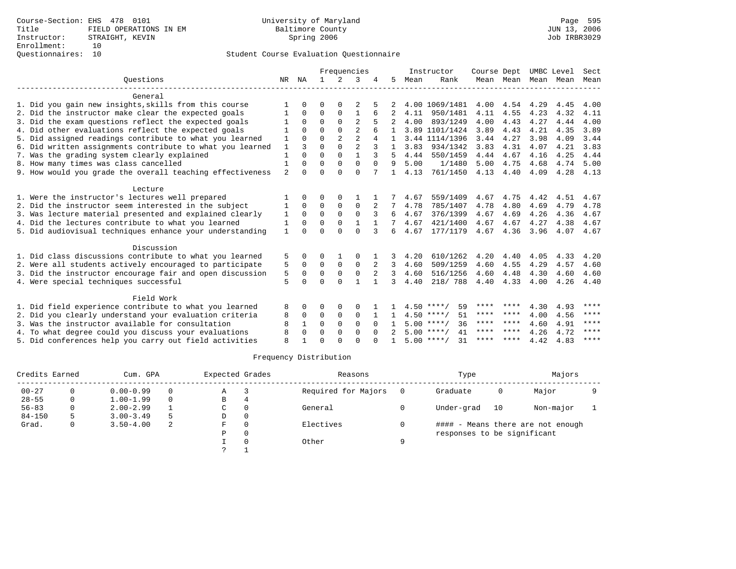Course-Section: EHS 478 0101
Title: FIELD OPERATIONS IN EM
Instructor: STRAIGHT, KEVIN
Enrollment: 10
Questionnaires: 10

University of Maryland
Baltimore County
Spring 2006

JUN 13, 2006
Job IRBR3029

Student Course Evaluation Questionnaire

| Questions | NR | NA | 1 | 2 | 3 | 4 | 5 | Instructor Mean | Instructor Rank | Course Mean | Dept Mean | UMBC Mean | Level Mean | Sect Mean |
|---|---|---|---|---|---|---|---|---|---|---|---|---|---|---|
| **General** | | | | | | | | | | | | | | |
| 1. Did you gain new insights,skills from this course | 1 | 0 | 0 | 0 | 2 | 5 | 2 | 4.00 | 1069/1481 | 4.00 | 4.54 | 4.29 | 4.45 | 4.00 |
| 2. Did the instructor make clear the expected goals | 1 | 0 | 0 | 0 | 1 | 6 | 2 | 4.11 | 950/1481 | 4.11 | 4.55 | 4.23 | 4.32 | 4.11 |
| 3. Did the exam questions reflect the expected goals | 1 | 0 | 0 | 0 | 2 | 5 | 2 | 4.00 | 893/1249 | 4.00 | 4.43 | 4.27 | 4.44 | 4.00 |
| 4. Did other evaluations reflect the expected goals | 1 | 0 | 0 | 0 | 2 | 6 | 1 | 3.89 | 1101/1424 | 3.89 | 4.43 | 4.21 | 4.35 | 3.89 |
| 5. Did assigned readings contribute to what you learned | 1 | 0 | 0 | 2 | 2 | 4 | 1 | 3.44 | 1114/1396 | 3.44 | 4.27 | 3.98 | 4.09 | 3.44 |
| 6. Did written assignments contribute to what you learned | 1 | 3 | 0 | 0 | 2 | 3 | 1 | 3.83 | 934/1342 | 3.83 | 4.31 | 4.07 | 4.21 | 3.83 |
| 7. Was the grading system clearly explained | 1 | 0 | 0 | 0 | 1 | 3 | 5 | 4.44 | 550/1459 | 4.44 | 4.67 | 4.16 | 4.25 | 4.44 |
| 8. How many times was class cancelled | 1 | 0 | 0 | 0 | 0 | 0 | 9 | 5.00 | 1/1480 | 5.00 | 4.75 | 4.68 | 4.74 | 5.00 |
| 9. How would you grade the overall teaching effectiveness | 2 | 0 | 0 | 0 | 0 | 7 | 1 | 4.13 | 761/1450 | 4.13 | 4.40 | 4.09 | 4.28 | 4.13 |
| **Lecture** | | | | | | | | | | | | | | |
| 1. Were the instructor's lectures well prepared | 1 | 0 | 0 | 0 | 1 | 1 | 7 | 4.67 | 559/1409 | 4.67 | 4.75 | 4.42 | 4.51 | 4.67 |
| 2. Did the instructor seem interested in the subject | 1 | 0 | 0 | 0 | 0 | 2 | 7 | 4.78 | 785/1407 | 4.78 | 4.80 | 4.69 | 4.79 | 4.78 |
| 3. Was lecture material presented and explained clearly | 1 | 0 | 0 | 0 | 0 | 3 | 6 | 4.67 | 376/1399 | 4.67 | 4.69 | 4.26 | 4.36 | 4.67 |
| 4. Did the lectures contribute to what you learned | 1 | 0 | 0 | 0 | 1 | 1 | 7 | 4.67 | 421/1400 | 4.67 | 4.67 | 4.27 | 4.38 | 4.67 |
| 5. Did audiovisual techniques enhance your understanding | 1 | 0 | 0 | 0 | 0 | 3 | 6 | 4.67 | 177/1179 | 4.67 | 4.36 | 3.96 | 4.07 | 4.67 |
| **Discussion** | | | | | | | | | | | | | | |
| 1. Did class discussions contribute to what you learned | 5 | 0 | 0 | 1 | 0 | 1 | 3 | 4.20 | 610/1262 | 4.20 | 4.40 | 4.05 | 4.33 | 4.20 |
| 2. Were all students actively encouraged to participate | 5 | 0 | 0 | 0 | 0 | 2 | 3 | 4.60 | 509/1259 | 4.60 | 4.55 | 4.29 | 4.57 | 4.60 |
| 3. Did the instructor encourage fair and open discussion | 5 | 0 | 0 | 0 | 0 | 2 | 3 | 4.60 | 516/1256 | 4.60 | 4.48 | 4.30 | 4.60 | 4.60 |
| 4. Were special techniques successful | 5 | 0 | 0 | 0 | 1 | 1 | 3 | 4.40 | 218/ 788 | 4.40 | 4.33 | 4.00 | 4.26 | 4.40 |
| **Field Work** | | | | | | | | | | | | | | |
| 1. Did field experience contribute to what you learned | 8 | 0 | 0 | 0 | 0 | 1 | 1 | 4.50 | ****/ 59 | **** | **** | 4.30 | 4.93 | **** |
| 2. Did you clearly understand your evaluation criteria | 8 | 0 | 0 | 0 | 0 | 1 | 1 | 4.50 | ****/ 51 | **** | **** | 4.00 | 4.56 | **** |
| 3. Was the instructor available for consultation | 8 | 1 | 0 | 0 | 0 | 0 | 1 | 5.00 | ****/ 36 | **** | **** | 4.60 | 4.91 | **** |
| 4. To what degree could you discuss your evaluations | 8 | 0 | 0 | 0 | 0 | 0 | 2 | 5.00 | ****/ 41 | **** | **** | 4.26 | 4.72 | **** |
| 5. Did conferences help you carry out field activities | 8 | 1 | 0 | 0 | 0 | 0 | 1 | 5.00 | ****/ 31 | **** | **** | 4.42 | 4.83 | **** |

Frequency Distribution

| Credits Earned | | Cum. GPA | | Expected Grades | | Reasons | | Type | | Majors | |
|---|---|---|---|---|---|---|---|---|---|---|---|
| 00-27 | 0 | 0.00-0.99 | 0 | A | 3 | Required for Majors | 0 | Graduate | 0 | Major | 9 |
| 28-55 | 0 | 1.00-1.99 | 0 | B | 4 | | | | | | |
| 56-83 | 0 | 2.00-2.99 | 1 | C | 0 | General | 0 | Under-grad | 10 | Non-major | 1 |
| 84-150 | 5 | 3.00-3.49 | 5 | D | 0 | | | | | | |
| Grad. | 0 | 3.50-4.00 | 2 | F | 0 | Electives | 0 | #### - Means there are not enough responses to be significant | | | |
| | | | | P | 0 | | | | | | |
| | | | | I | 0 | Other | 9 | | | | |
| | | | | ? | 1 | | | | | | |